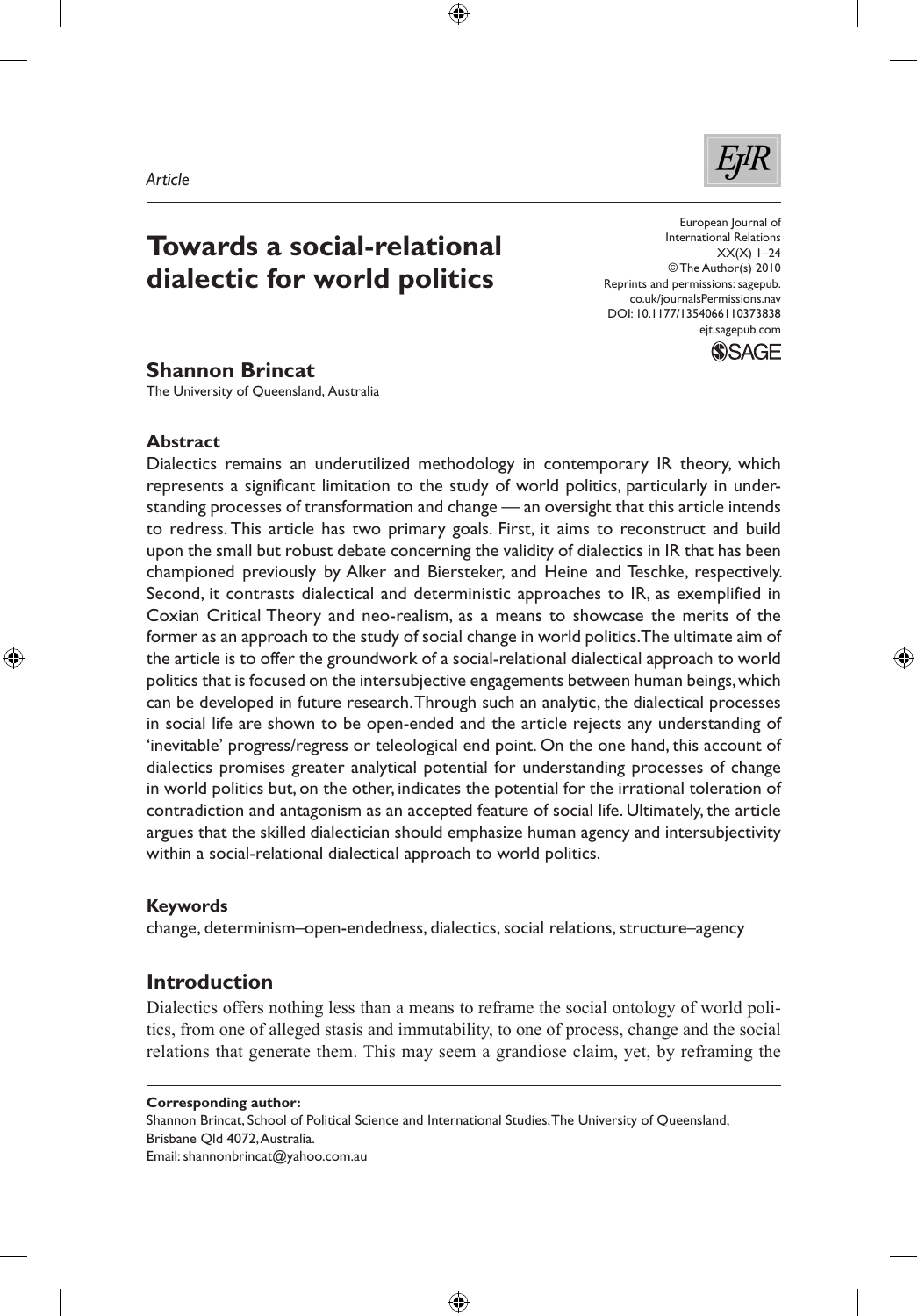*Article*

# Towards a social-relational dialectic for world politics

European Journal of International Relations
© The Author(s) 2010
Reprints and permissions: sagepub.co.uk/journalsPermissions.nav
DOI: 10.1177/1354066110373838
ejt.sagepub.com

**Shannon Brincat**
The University of Queensland, Australia

### Abstract

Dialectics remains an underutilized methodology in contemporary IR theory, which represents a significant limitation to the study of world politics, particularly in understanding processes of transformation and change — an oversight that this article intends to redress. This article has two primary goals. First, it aims to reconstruct and build upon the small but robust debate concerning the validity of dialectics in IR that has been championed previously by Alker and Biersteker, and Heine and Teschke, respectively. Second, it contrasts dialectical and deterministic approaches to IR, as exemplified in Coxian Critical Theory and neo-realism, as a means to showcase the merits of the former as an approach to the study of social change in world politics. The ultimate aim of the article is to offer the groundwork of a social-relational dialectical approach to world politics that is focused on the intersubjective engagements between human beings, which can be developed in future research. Through such an analytic, the dialectical processes in social life are shown to be open-ended and the article rejects any understanding of 'inevitable' progress/regress or teleological end point. On the one hand, this account of dialectics promises greater analytical potential for understanding processes of change in world politics but, on the other, indicates the potential for the irrational toleration of contradiction and antagonism as an accepted feature of social life. Ultimately, the article argues that the skilled dialectician should emphasize human agency and intersubjectivity within a social-relational dialectical approach to world politics.

### Keywords

change, determinism–open-endedness, dialectics, social relations, structure–agency

## Introduction

Dialectics offers nothing less than a means to reframe the social ontology of world politics, from one of alleged stasis and immutability, to one of process, change and the social relations that generate them. This may seem a grandiose claim, yet, by reframing the

**Corresponding author:**
Shannon Brincat, School of Political Science and International Studies, The University of Queensland, Brisbane Qld 4072, Australia.
Email: shannonbrincat@yahoo.com.au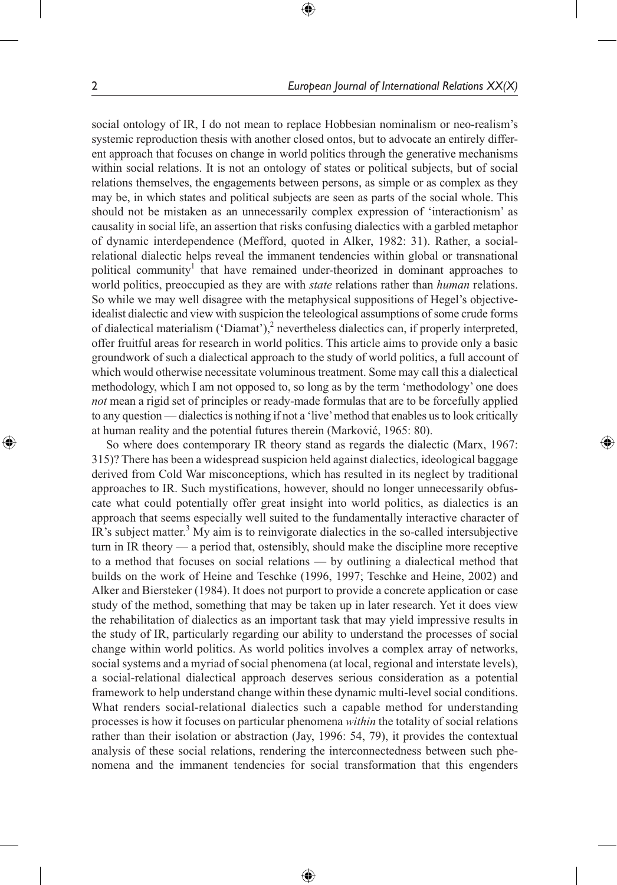social ontology of IR, I do not mean to replace Hobbesian nominalism or neo-realism's systemic reproduction thesis with another closed ontos, but to advocate an entirely different approach that focuses on change in world politics through the generative mechanisms within social relations. It is not an ontology of states or political subjects, but of social relations themselves, the engagements between persons, as simple or as complex as they may be, in which states and political subjects are seen as parts of the social whole. This should not be mistaken as an unnecessarily complex expression of 'interactionism' as causality in social life, an assertion that risks confusing dialectics with a garbled metaphor of dynamic interdependence (Mefford, quoted in Alker, 1982: 31). Rather, a social-relational dialectic helps reveal the immanent tendencies within global or transnational political community[1] that have remained under-theorized in dominant approaches to world politics, preoccupied as they are with *state* relations rather than *human* relations. So while we may well disagree with the metaphysical suppositions of Hegel's objective-idealist dialectic and view with suspicion the teleological assumptions of some crude forms of dialectical materialism ('Diamat'),[2] nevertheless dialectics can, if properly interpreted, offer fruitful areas for research in world politics. This article aims to provide only a basic groundwork of such a dialectical approach to the study of world politics, a full account of which would otherwise necessitate voluminous treatment. Some may call this a dialectical methodology, which I am not opposed to, so long as by the term 'methodology' one does *not* mean a rigid set of principles or ready-made formulas that are to be forcefully applied to any question — dialectics is nothing if not a 'live' method that enables us to look critically at human reality and the potential futures therein (Marković, 1965: 80).

So where does contemporary IR theory stand as regards the dialectic (Marx, 1967: 315)? There has been a widespread suspicion held against dialectics, ideological baggage derived from Cold War misconceptions, which has resulted in its neglect by traditional approaches to IR. Such mystifications, however, should no longer unnecessarily obfuscate what could potentially offer great insight into world politics, as dialectics is an approach that seems especially well suited to the fundamentally interactive character of IR's subject matter.[3] My aim is to reinvigorate dialectics in the so-called intersubjective turn in IR theory — a period that, ostensibly, should make the discipline more receptive to a method that focuses on social relations — by outlining a dialectical method that builds on the work of Heine and Teschke (1996, 1997; Teschke and Heine, 2002) and Alker and Biersteker (1984). It does not purport to provide a concrete application or case study of the method, something that may be taken up in later research. Yet it does view the rehabilitation of dialectics as an important task that may yield impressive results in the study of IR, particularly regarding our ability to understand the processes of social change within world politics. As world politics involves a complex array of networks, social systems and a myriad of social phenomena (at local, regional and interstate levels), a social-relational dialectical approach deserves serious consideration as a potential framework to help understand change within these dynamic multi-level social conditions. What renders social-relational dialectics such a capable method for understanding processes is how it focuses on particular phenomena *within* the totality of social relations rather than their isolation or abstraction (Jay, 1996: 54, 79), it provides the contextual analysis of these social relations, rendering the interconnectedness between such phenomena and the immanent tendencies for social transformation that this engenders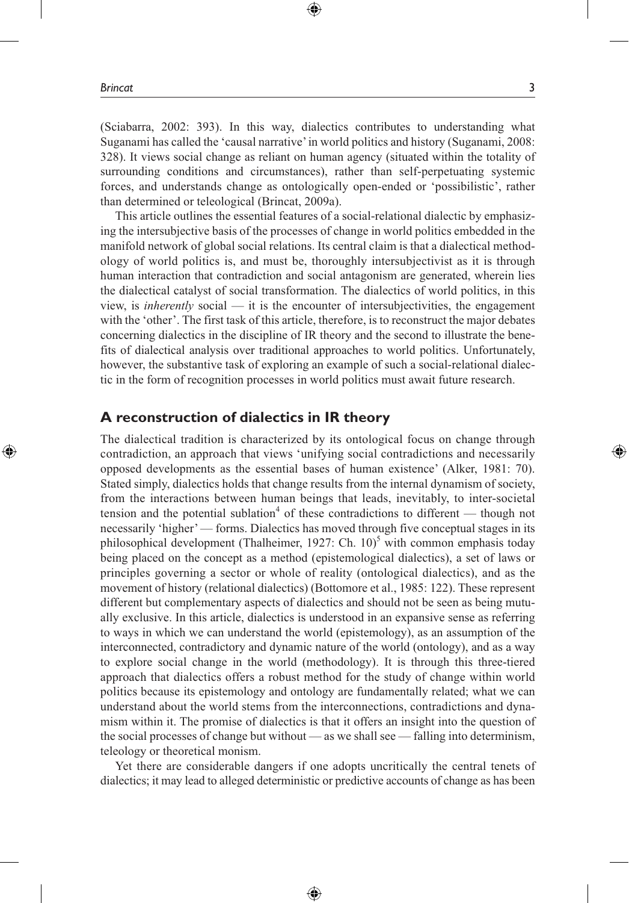(Sciabarra, 2002: 393). In this way, dialectics contributes to understanding what Suganami has called the 'causal narrative' in world politics and history (Suganami, 2008: 328). It views social change as reliant on human agency (situated within the totality of surrounding conditions and circumstances), rather than self-perpetuating systemic forces, and understands change as ontologically open-ended or 'possibilistic', rather than determined or teleological (Brincat, 2009a).

This article outlines the essential features of a social-relational dialectic by emphasizing the intersubjective basis of the processes of change in world politics embedded in the manifold network of global social relations. Its central claim is that a dialectical methodology of world politics is, and must be, thoroughly intersubjectivist as it is through human interaction that contradiction and social antagonism are generated, wherein lies the dialectical catalyst of social transformation. The dialectics of world politics, in this view, is *inherently* social — it is the encounter of intersubjectivities, the engagement with the 'other'. The first task of this article, therefore, is to reconstruct the major debates concerning dialectics in the discipline of IR theory and the second to illustrate the benefits of dialectical analysis over traditional approaches to world politics. Unfortunately, however, the substantive task of exploring an example of such a social-relational dialectic in the form of recognition processes in world politics must await future research.

## A reconstruction of dialectics in IR theory

The dialectical tradition is characterized by its ontological focus on change through contradiction, an approach that views 'unifying social contradictions and necessarily opposed developments as the essential bases of human existence' (Alker, 1981: 70). Stated simply, dialectics holds that change results from the internal dynamism of society, from the interactions between human beings that leads, inevitably, to inter-societal tension and the potential sublation[4] of these contradictions to different — though not necessarily 'higher' — forms. Dialectics has moved through five conceptual stages in its philosophical development (Thalheimer, 1927: Ch. 10)[5] with common emphasis today being placed on the concept as a method (epistemological dialectics), a set of laws or principles governing a sector or whole of reality (ontological dialectics), and as the movement of history (relational dialectics) (Bottomore et al., 1985: 122). These represent different but complementary aspects of dialectics and should not be seen as being mutually exclusive. In this article, dialectics is understood in an expansive sense as referring to ways in which we can understand the world (epistemology), as an assumption of the interconnected, contradictory and dynamic nature of the world (ontology), and as a way to explore social change in the world (methodology). It is through this three-tiered approach that dialectics offers a robust method for the study of change within world politics because its epistemology and ontology are fundamentally related; what we can understand about the world stems from the interconnections, contradictions and dynamism within it. The promise of dialectics is that it offers an insight into the question of the social processes of change but without — as we shall see — falling into determinism, teleology or theoretical monism.

Yet there are considerable dangers if one adopts uncritically the central tenets of dialectics; it may lead to alleged deterministic or predictive accounts of change as has been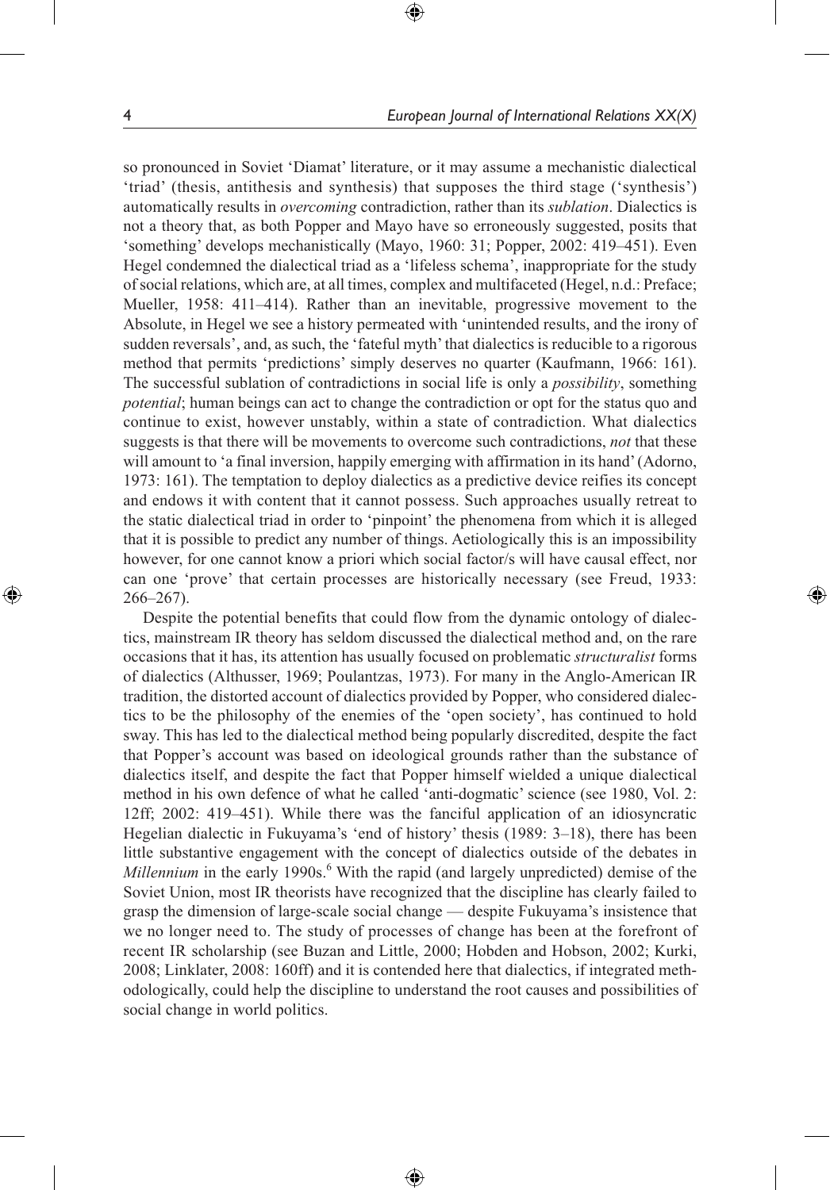so pronounced in Soviet 'Diamat' literature, or it may assume a mechanistic dialectical 'triad' (thesis, antithesis and synthesis) that supposes the third stage ('synthesis') automatically results in *overcoming* contradiction, rather than its *sublation*. Dialectics is not a theory that, as both Popper and Mayo have so erroneously suggested, posits that 'something' develops mechanistically (Mayo, 1960: 31; Popper, 2002: 419–451). Even Hegel condemned the dialectical triad as a 'lifeless schema', inappropriate for the study of social relations, which are, at all times, complex and multifaceted (Hegel, n.d.: Preface; Mueller, 1958: 411–414). Rather than an inevitable, progressive movement to the Absolute, in Hegel we see a history permeated with 'unintended results, and the irony of sudden reversals', and, as such, the 'fateful myth' that dialectics is reducible to a rigorous method that permits 'predictions' simply deserves no quarter (Kaufmann, 1966: 161). The successful sublation of contradictions in social life is only a *possibility*, something *potential*; human beings can act to change the contradiction or opt for the status quo and continue to exist, however unstably, within a state of contradiction. What dialectics suggests is that there will be movements to overcome such contradictions, *not* that these will amount to 'a final inversion, happily emerging with affirmation in its hand' (Adorno, 1973: 161). The temptation to deploy dialectics as a predictive device reifies its concept and endows it with content that it cannot possess. Such approaches usually retreat to the static dialectical triad in order to 'pinpoint' the phenomena from which it is alleged that it is possible to predict any number of things. Aetiologically this is an impossibility however, for one cannot know a priori which social factor/s will have causal effect, nor can one 'prove' that certain processes are historically necessary (see Freud, 1933: 266–267).

Despite the potential benefits that could flow from the dynamic ontology of dialectics, mainstream IR theory has seldom discussed the dialectical method and, on the rare occasions that it has, its attention has usually focused on problematic *structuralist* forms of dialectics (Althusser, 1969; Poulantzas, 1973). For many in the Anglo-American IR tradition, the distorted account of dialectics provided by Popper, who considered dialectics to be the philosophy of the enemies of the 'open society', has continued to hold sway. This has led to the dialectical method being popularly discredited, despite the fact that Popper's account was based on ideological grounds rather than the substance of dialectics itself, and despite the fact that Popper himself wielded a unique dialectical method in his own defence of what he called 'anti-dogmatic' science (see 1980, Vol. 2: 12ff; 2002: 419–451). While there was the fanciful application of an idiosyncratic Hegelian dialectic in Fukuyama's 'end of history' thesis (1989: 3–18), there has been little substantive engagement with the concept of dialectics outside of the debates in *Millennium* in the early 1990s.[6] With the rapid (and largely unpredicted) demise of the Soviet Union, most IR theorists have recognized that the discipline has clearly failed to grasp the dimension of large-scale social change — despite Fukuyama's insistence that we no longer need to. The study of processes of change has been at the forefront of recent IR scholarship (see Buzan and Little, 2000; Hobden and Hobson, 2002; Kurki, 2008; Linklater, 2008: 160ff) and it is contended here that dialectics, if integrated methodologically, could help the discipline to understand the root causes and possibilities of social change in world politics.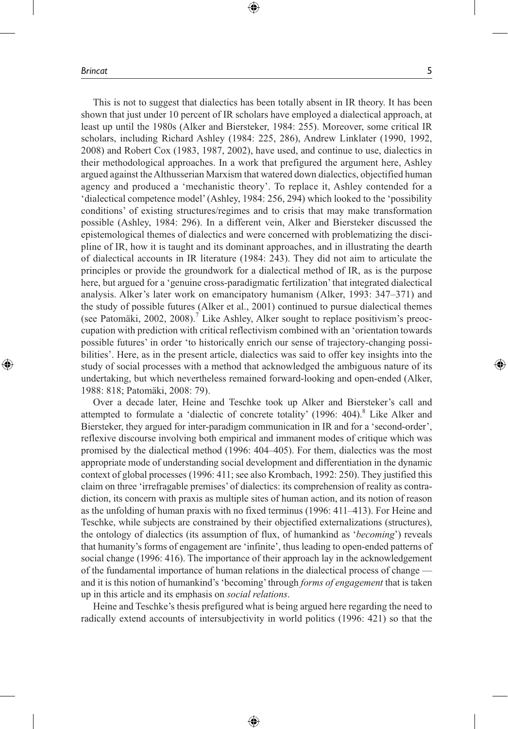This is not to suggest that dialectics has been totally absent in IR theory. It has been shown that just under 10 percent of IR scholars have employed a dialectical approach, at least up until the 1980s (Alker and Biersteker, 1984: 255). Moreover, some critical IR scholars, including Richard Ashley (1984: 225, 286), Andrew Linklater (1990, 1992, 2008) and Robert Cox (1983, 1987, 2002), have used, and continue to use, dialectics in their methodological approaches. In a work that prefigured the argument here, Ashley argued against the Althusserian Marxism that watered down dialectics, objectified human agency and produced a 'mechanistic theory'. To replace it, Ashley contended for a 'dialectical competence model' (Ashley, 1984: 256, 294) which looked to the 'possibility conditions' of existing structures/regimes and to crisis that may make transformation possible (Ashley, 1984: 296). In a different vein, Alker and Biersteker discussed the epistemological themes of dialectics and were concerned with problematizing the discipline of IR, how it is taught and its dominant approaches, and in illustrating the dearth of dialectical accounts in IR literature (1984: 243). They did not aim to articulate the principles or provide the groundwork for a dialectical method of IR, as is the purpose here, but argued for a 'genuine cross-paradigmatic fertilization' that integrated dialectical analysis. Alker's later work on emancipatory humanism (Alker, 1993: 347–371) and the study of possible futures (Alker et al., 2001) continued to pursue dialectical themes (see Patomäki, 2002, 2008).[7] Like Ashley, Alker sought to replace positivism's preoccupation with prediction with critical reflectivism combined with an 'orientation towards possible futures' in order 'to historically enrich our sense of trajectory-changing possibilities'. Here, as in the present article, dialectics was said to offer key insights into the study of social processes with a method that acknowledged the ambiguous nature of its undertaking, but which nevertheless remained forward-looking and open-ended (Alker, 1988: 818; Patomäki, 2008: 79).

Over a decade later, Heine and Teschke took up Alker and Biersteker's call and attempted to formulate a 'dialectic of concrete totality' (1996: 404).[8] Like Alker and Biersteker, they argued for inter-paradigm communication in IR and for a 'second-order', reflexive discourse involving both empirical and immanent modes of critique which was promised by the dialectical method (1996: 404–405). For them, dialectics was the most appropriate mode of understanding social development and differentiation in the dynamic context of global processes (1996: 411; see also Krombach, 1992: 250). They justified this claim on three 'irrefragable premises' of dialectics: its comprehension of reality as contradiction, its concern with praxis as multiple sites of human action, and its notion of reason as the unfolding of human praxis with no fixed terminus (1996: 411–413). For Heine and Teschke, while subjects are constrained by their objectified externalizations (structures), the ontology of dialectics (its assumption of flux, of humankind as '*becoming*') reveals that humanity's forms of engagement are 'infinite', thus leading to open-ended patterns of social change (1996: 416). The importance of their approach lay in the acknowledgement of the fundamental importance of human relations in the dialectical process of change — and it is this notion of humankind's 'becoming' through *forms of engagement* that is taken up in this article and its emphasis on *social relations*.

Heine and Teschke's thesis prefigured what is being argued here regarding the need to radically extend accounts of intersubjectivity in world politics (1996: 421) so that the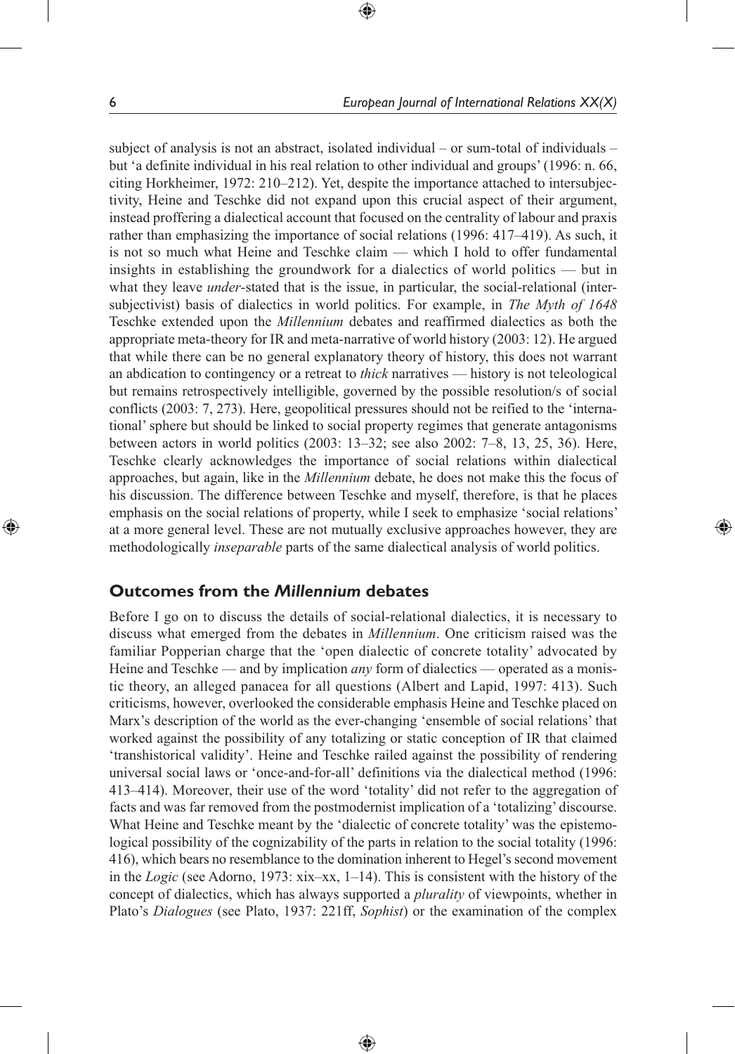subject of analysis is not an abstract, isolated individual – or sum-total of individuals – but 'a definite individual in his real relation to other individual and groups' (1996: n. 66, citing Horkheimer, 1972: 210–212). Yet, despite the importance attached to intersubjectivity, Heine and Teschke did not expand upon this crucial aspect of their argument, instead proffering a dialectical account that focused on the centrality of labour and praxis rather than emphasizing the importance of social relations (1996: 417–419). As such, it is not so much what Heine and Teschke claim — which I hold to offer fundamental insights in establishing the groundwork for a dialectics of world politics — but in what they leave *under*-stated that is the issue, in particular, the social-relational (intersubjectivist) basis of dialectics in world politics. For example, in *The Myth of 1648* Teschke extended upon the *Millennium* debates and reaffirmed dialectics as both the appropriate meta-theory for IR and meta-narrative of world history (2003: 12). He argued that while there can be no general explanatory theory of history, this does not warrant an abdication to contingency or a retreat to *thick* narratives — history is not teleological but remains retrospectively intelligible, governed by the possible resolution/s of social conflicts (2003: 7, 273). Here, geopolitical pressures should not be reified to the 'international' sphere but should be linked to social property regimes that generate antagonisms between actors in world politics (2003: 13–32; see also 2002: 7–8, 13, 25, 36). Here, Teschke clearly acknowledges the importance of social relations within dialectical approaches, but again, like in the *Millennium* debate, he does not make this the focus of his discussion. The difference between Teschke and myself, therefore, is that he places emphasis on the social relations of property, while I seek to emphasize 'social relations' at a more general level. These are not mutually exclusive approaches however, they are methodologically *inseparable* parts of the same dialectical analysis of world politics.

## Outcomes from the *Millennium* debates

Before I go on to discuss the details of social-relational dialectics, it is necessary to discuss what emerged from the debates in *Millennium*. One criticism raised was the familiar Popperian charge that the 'open dialectic of concrete totality' advocated by Heine and Teschke — and by implication *any* form of dialectics — operated as a monistic theory, an alleged panacea for all questions (Albert and Lapid, 1997: 413). Such criticisms, however, overlooked the considerable emphasis Heine and Teschke placed on Marx's description of the world as the ever-changing 'ensemble of social relations' that worked against the possibility of any totalizing or static conception of IR that claimed 'transhistorical validity'. Heine and Teschke railed against the possibility of rendering universal social laws or 'once-and-for-all' definitions via the dialectical method (1996: 413–414). Moreover, their use of the word 'totality' did not refer to the aggregation of facts and was far removed from the postmodernist implication of a 'totalizing' discourse. What Heine and Teschke meant by the 'dialectic of concrete totality' was the epistemological possibility of the cognizability of the parts in relation to the social totality (1996: 416), which bears no resemblance to the domination inherent to Hegel's second movement in the *Logic* (see Adorno, 1973: xix–xx, 1–14). This is consistent with the history of the concept of dialectics, which has always supported a *plurality* of viewpoints, whether in Plato's *Dialogues* (see Plato, 1937: 221ff, *Sophist*) or the examination of the complex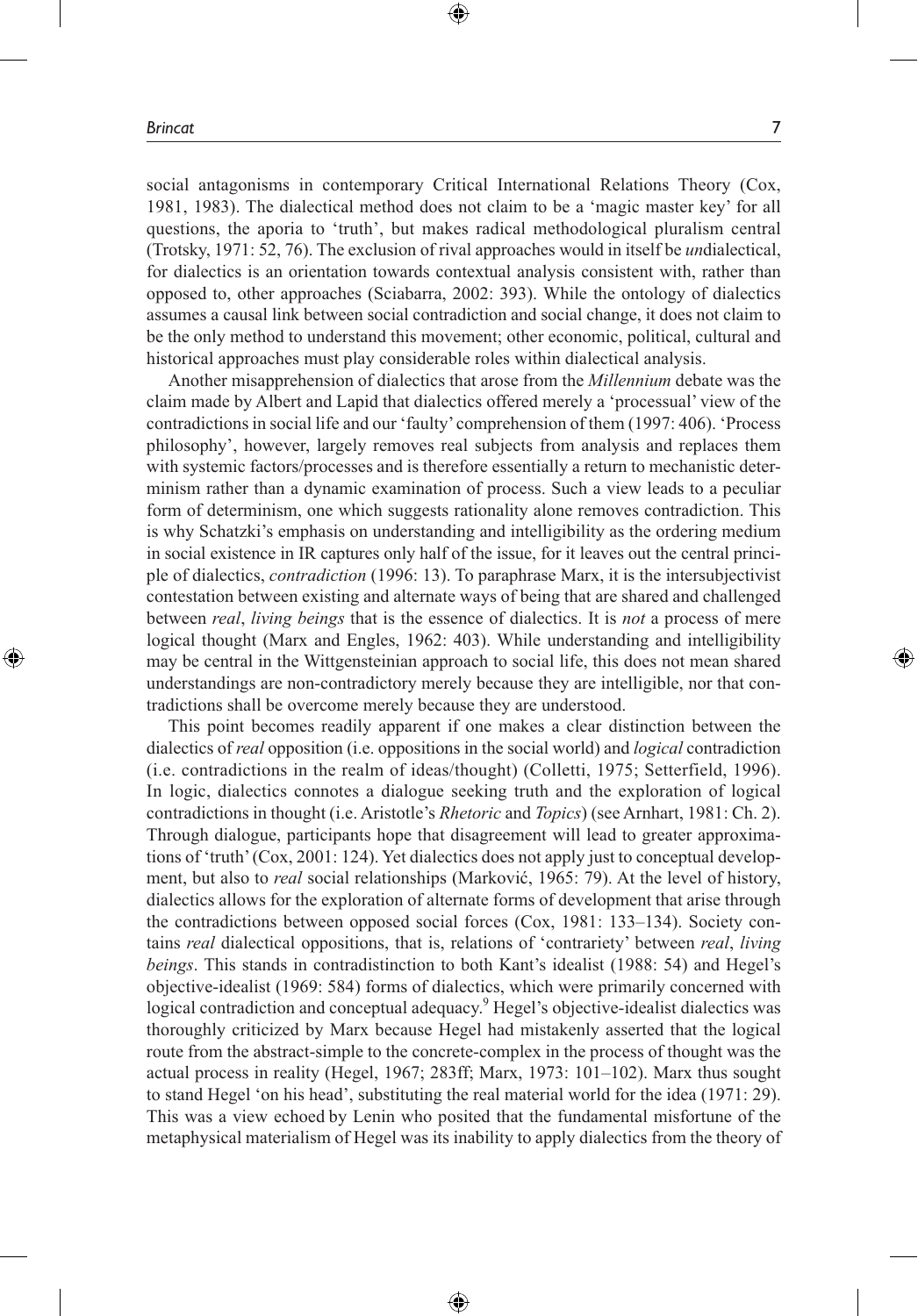social antagonisms in contemporary Critical International Relations Theory (Cox, 1981, 1983). The dialectical method does not claim to be a 'magic master key' for all questions, the aporia to 'truth', but makes radical methodological pluralism central (Trotsky, 1971: 52, 76). The exclusion of rival approaches would in itself be *un*dialectical, for dialectics is an orientation towards contextual analysis consistent with, rather than opposed to, other approaches (Sciabarra, 2002: 393). While the ontology of dialectics assumes a causal link between social contradiction and social change, it does not claim to be the only method to understand this movement; other economic, political, cultural and historical approaches must play considerable roles within dialectical analysis.

Another misapprehension of dialectics that arose from the *Millennium* debate was the claim made by Albert and Lapid that dialectics offered merely a 'processual' view of the contradictions in social life and our 'faulty' comprehension of them (1997: 406). 'Process philosophy', however, largely removes real subjects from analysis and replaces them with systemic factors/processes and is therefore essentially a return to mechanistic determinism rather than a dynamic examination of process. Such a view leads to a peculiar form of determinism, one which suggests rationality alone removes contradiction. This is why Schatzki's emphasis on understanding and intelligibility as the ordering medium in social existence in IR captures only half of the issue, for it leaves out the central principle of dialectics, *contradiction* (1996: 13). To paraphrase Marx, it is the intersubjectivist contestation between existing and alternate ways of being that are shared and challenged between *real*, *living beings* that is the essence of dialectics. It is *not* a process of mere logical thought (Marx and Engles, 1962: 403). While understanding and intelligibility may be central in the Wittgensteinian approach to social life, this does not mean shared understandings are non-contradictory merely because they are intelligible, nor that contradictions shall be overcome merely because they are understood.

This point becomes readily apparent if one makes a clear distinction between the dialectics of *real* opposition (i.e. oppositions in the social world) and *logical* contradiction (i.e. contradictions in the realm of ideas/thought) (Colletti, 1975; Setterfield, 1996). In logic, dialectics connotes a dialogue seeking truth and the exploration of logical contradictions in thought (i.e. Aristotle's *Rhetoric* and *Topics*) (see Arnhart, 1981: Ch. 2). Through dialogue, participants hope that disagreement will lead to greater approximations of 'truth' (Cox, 2001: 124). Yet dialectics does not apply just to conceptual development, but also to *real* social relationships (Marković, 1965: 79). At the level of history, dialectics allows for the exploration of alternate forms of development that arise through the contradictions between opposed social forces (Cox, 1981: 133–134). Society contains *real* dialectical oppositions, that is, relations of 'contrariety' between *real*, *living beings*. This stands in contradistinction to both Kant's idealist (1988: 54) and Hegel's objective-idealist (1969: 584) forms of dialectics, which were primarily concerned with logical contradiction and conceptual adequacy.[9] Hegel's objective-idealist dialectics was thoroughly criticized by Marx because Hegel had mistakenly asserted that the logical route from the abstract-simple to the concrete-complex in the process of thought was the actual process in reality (Hegel, 1967; 283ff; Marx, 1973: 101–102). Marx thus sought to stand Hegel 'on his head', substituting the real material world for the idea (1971: 29). This was a view echoed by Lenin who posited that the fundamental misfortune of the metaphysical materialism of Hegel was its inability to apply dialectics from the theory of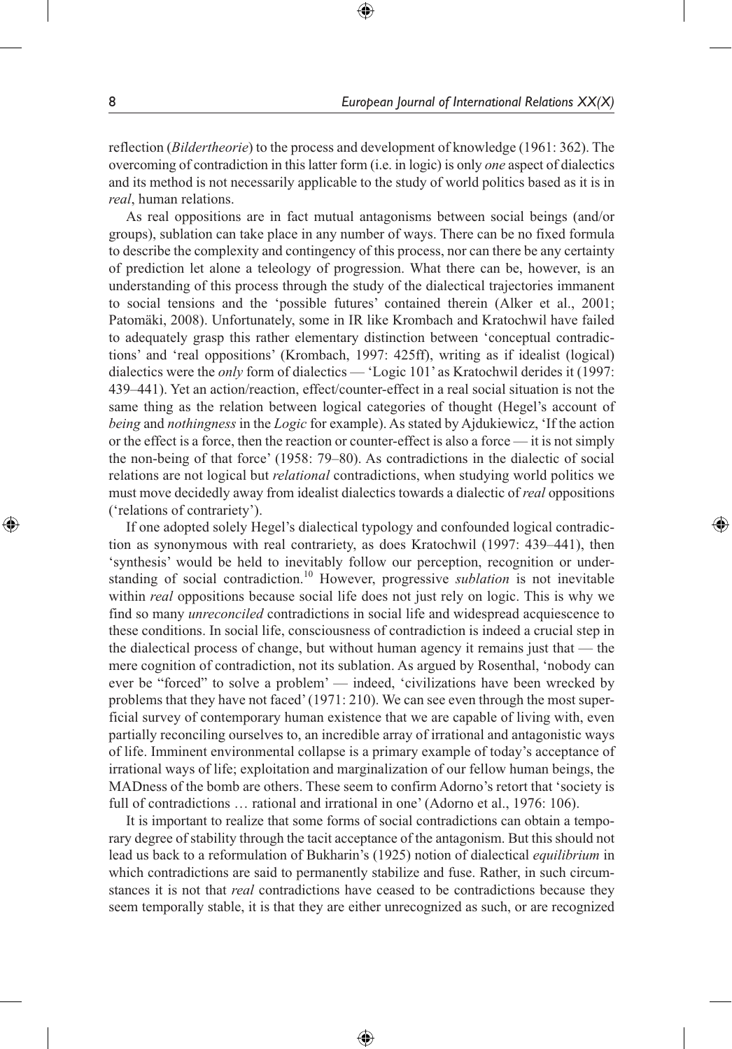reflection (*Bildertheorie*) to the process and development of knowledge (1961: 362). The overcoming of contradiction in this latter form (i.e. in logic) is only *one* aspect of dialectics and its method is not necessarily applicable to the study of world politics based as it is in *real*, human relations.

As real oppositions are in fact mutual antagonisms between social beings (and/or groups), sublation can take place in any number of ways. There can be no fixed formula to describe the complexity and contingency of this process, nor can there be any certainty of prediction let alone a teleology of progression. What there can be, however, is an understanding of this process through the study of the dialectical trajectories immanent to social tensions and the 'possible futures' contained therein (Alker et al., 2001; Patomäki, 2008). Unfortunately, some in IR like Krombach and Kratochwil have failed to adequately grasp this rather elementary distinction between 'conceptual contradictions' and 'real oppositions' (Krombach, 1997: 425ff), writing as if idealist (logical) dialectics were the *only* form of dialectics — 'Logic 101' as Kratochwil derides it (1997: 439–441). Yet an action/reaction, effect/counter-effect in a real social situation is not the same thing as the relation between logical categories of thought (Hegel's account of *being* and *nothingness* in the *Logic* for example). As stated by Ajdukiewicz, 'If the action or the effect is a force, then the reaction or counter-effect is also a force — it is not simply the non-being of that force' (1958: 79–80). As contradictions in the dialectic of social relations are not logical but *relational* contradictions, when studying world politics we must move decidedly away from idealist dialectics towards a dialectic of *real* oppositions ('relations of contrariety').

If one adopted solely Hegel's dialectical typology and confounded logical contradiction as synonymous with real contrariety, as does Kratochwil (1997: 439–441), then 'synthesis' would be held to inevitably follow our perception, recognition or understanding of social contradiction.[10] However, progressive *sublation* is not inevitable within *real* oppositions because social life does not just rely on logic. This is why we find so many *unreconciled* contradictions in social life and widespread acquiescence to these conditions. In social life, consciousness of contradiction is indeed a crucial step in the dialectical process of change, but without human agency it remains just that — the mere cognition of contradiction, not its sublation. As argued by Rosenthal, 'nobody can ever be "forced" to solve a problem' — indeed, 'civilizations have been wrecked by problems that they have not faced' (1971: 210). We can see even through the most superficial survey of contemporary human existence that we are capable of living with, even partially reconciling ourselves to, an incredible array of irrational and antagonistic ways of life. Imminent environmental collapse is a primary example of today's acceptance of irrational ways of life; exploitation and marginalization of our fellow human beings, the MADness of the bomb are others. These seem to confirm Adorno's retort that 'society is full of contradictions … rational and irrational in one' (Adorno et al., 1976: 106).

It is important to realize that some forms of social contradictions can obtain a temporary degree of stability through the tacit acceptance of the antagonism. But this should not lead us back to a reformulation of Bukharin's (1925) notion of dialectical *equilibrium* in which contradictions are said to permanently stabilize and fuse. Rather, in such circumstances it is not that *real* contradictions have ceased to be contradictions because they seem temporally stable, it is that they are either unrecognized as such, or are recognized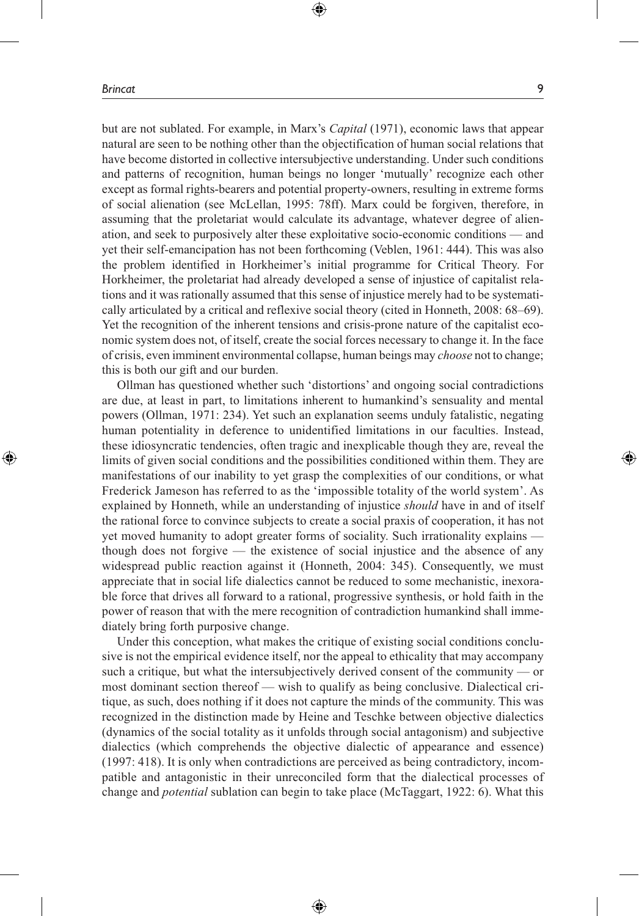but are not sublated. For example, in Marx's *Capital* (1971), economic laws that appear natural are seen to be nothing other than the objectification of human social relations that have become distorted in collective intersubjective understanding. Under such conditions and patterns of recognition, human beings no longer 'mutually' recognize each other except as formal rights-bearers and potential property-owners, resulting in extreme forms of social alienation (see McLellan, 1995: 78ff). Marx could be forgiven, therefore, in assuming that the proletariat would calculate its advantage, whatever degree of alienation, and seek to purposively alter these exploitative socio-economic conditions — and yet their self-emancipation has not been forthcoming (Veblen, 1961: 444). This was also the problem identified in Horkheimer's initial programme for Critical Theory. For Horkheimer, the proletariat had already developed a sense of injustice of capitalist relations and it was rationally assumed that this sense of injustice merely had to be systematically articulated by a critical and reflexive social theory (cited in Honneth, 2008: 68–69). Yet the recognition of the inherent tensions and crisis-prone nature of the capitalist economic system does not, of itself, create the social forces necessary to change it. In the face of crisis, even imminent environmental collapse, human beings may *choose* not to change; this is both our gift and our burden.

Ollman has questioned whether such 'distortions' and ongoing social contradictions are due, at least in part, to limitations inherent to humankind's sensuality and mental powers (Ollman, 1971: 234). Yet such an explanation seems unduly fatalistic, negating human potentiality in deference to unidentified limitations in our faculties. Instead, these idiosyncratic tendencies, often tragic and inexplicable though they are, reveal the limits of given social conditions and the possibilities conditioned within them. They are manifestations of our inability to yet grasp the complexities of our conditions, or what Frederick Jameson has referred to as the 'impossible totality of the world system'. As explained by Honneth, while an understanding of injustice *should* have in and of itself the rational force to convince subjects to create a social praxis of cooperation, it has not yet moved humanity to adopt greater forms of sociality. Such irrationality explains — though does not forgive — the existence of social injustice and the absence of any widespread public reaction against it (Honneth, 2004: 345). Consequently, we must appreciate that in social life dialectics cannot be reduced to some mechanistic, inexorable force that drives all forward to a rational, progressive synthesis, or hold faith in the power of reason that with the mere recognition of contradiction humankind shall immediately bring forth purposive change.

Under this conception, what makes the critique of existing social conditions conclusive is not the empirical evidence itself, nor the appeal to ethicality that may accompany such a critique, but what the intersubjectively derived consent of the community — or most dominant section thereof — wish to qualify as being conclusive. Dialectical critique, as such, does nothing if it does not capture the minds of the community. This was recognized in the distinction made by Heine and Teschke between objective dialectics (dynamics of the social totality as it unfolds through social antagonism) and subjective dialectics (which comprehends the objective dialectic of appearance and essence) (1997: 418). It is only when contradictions are perceived as being contradictory, incompatible and antagonistic in their unreconciled form that the dialectical processes of change and *potential* sublation can begin to take place (McTaggart, 1922: 6). What this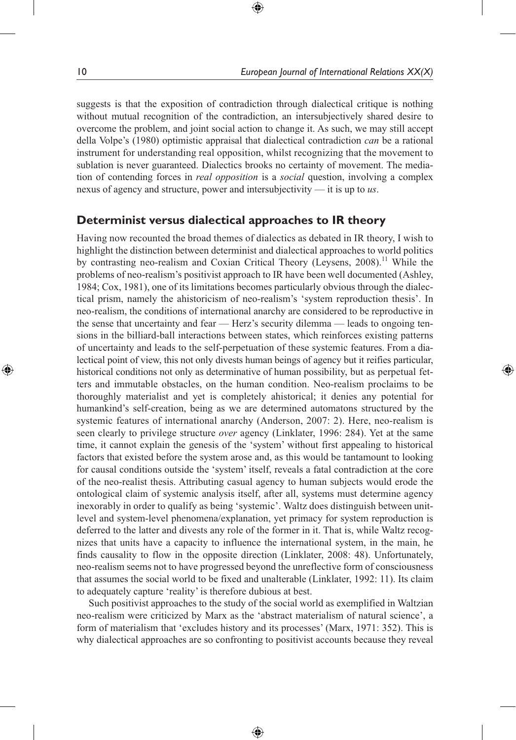suggests is that the exposition of contradiction through dialectical critique is nothing without mutual recognition of the contradiction, an intersubjectively shared desire to overcome the problem, and joint social action to change it. As such, we may still accept della Volpe's (1980) optimistic appraisal that dialectical contradiction *can* be a rational instrument for understanding real opposition, whilst recognizing that the movement to sublation is never guaranteed. Dialectics brooks no certainty of movement. The mediation of contending forces in *real opposition* is a *social* question, involving a complex nexus of agency and structure, power and intersubjectivity — it is up to *us*.

## Determinist versus dialectical approaches to IR theory

Having now recounted the broad themes of dialectics as debated in IR theory, I wish to highlight the distinction between determinist and dialectical approaches to world politics by contrasting neo-realism and Coxian Critical Theory (Leysens, 2008).[11] While the problems of neo-realism's positivist approach to IR have been well documented (Ashley, 1984; Cox, 1981), one of its limitations becomes particularly obvious through the dialectical prism, namely the ahistoricism of neo-realism's 'system reproduction thesis'. In neo-realism, the conditions of international anarchy are considered to be reproductive in the sense that uncertainty and fear — Herz's security dilemma — leads to ongoing tensions in the billiard-ball interactions between states, which reinforces existing patterns of uncertainty and leads to the self-perpetuation of these systemic features. From a dialectical point of view, this not only divests human beings of agency but it reifies particular, historical conditions not only as determinative of human possibility, but as perpetual fetters and immutable obstacles, on the human condition. Neo-realism proclaims to be thoroughly materialist and yet is completely ahistorical; it denies any potential for humankind's self-creation, being as we are determined automatons structured by the systemic features of international anarchy (Anderson, 2007: 2). Here, neo-realism is seen clearly to privilege structure *over* agency (Linklater, 1996: 284). Yet at the same time, it cannot explain the genesis of the 'system' without first appealing to historical factors that existed before the system arose and, as this would be tantamount to looking for causal conditions outside the 'system' itself, reveals a fatal contradiction at the core of the neo-realist thesis. Attributing casual agency to human subjects would erode the ontological claim of systemic analysis itself, after all, systems must determine agency inexorably in order to qualify as being 'systemic'. Waltz does distinguish between unit-level and system-level phenomena/explanation, yet primacy for system reproduction is deferred to the latter and divests any role of the former in it. That is, while Waltz recognizes that units have a capacity to influence the international system, in the main, he finds causality to flow in the opposite direction (Linklater, 2008: 48). Unfortunately, neo-realism seems not to have progressed beyond the unreflective form of consciousness that assumes the social world to be fixed and unalterable (Linklater, 1992: 11). Its claim to adequately capture 'reality' is therefore dubious at best.

Such positivist approaches to the study of the social world as exemplified in Waltzian neo-realism were criticized by Marx as the 'abstract materialism of natural science', a form of materialism that 'excludes history and its processes' (Marx, 1971: 352). This is why dialectical approaches are so confronting to positivist accounts because they reveal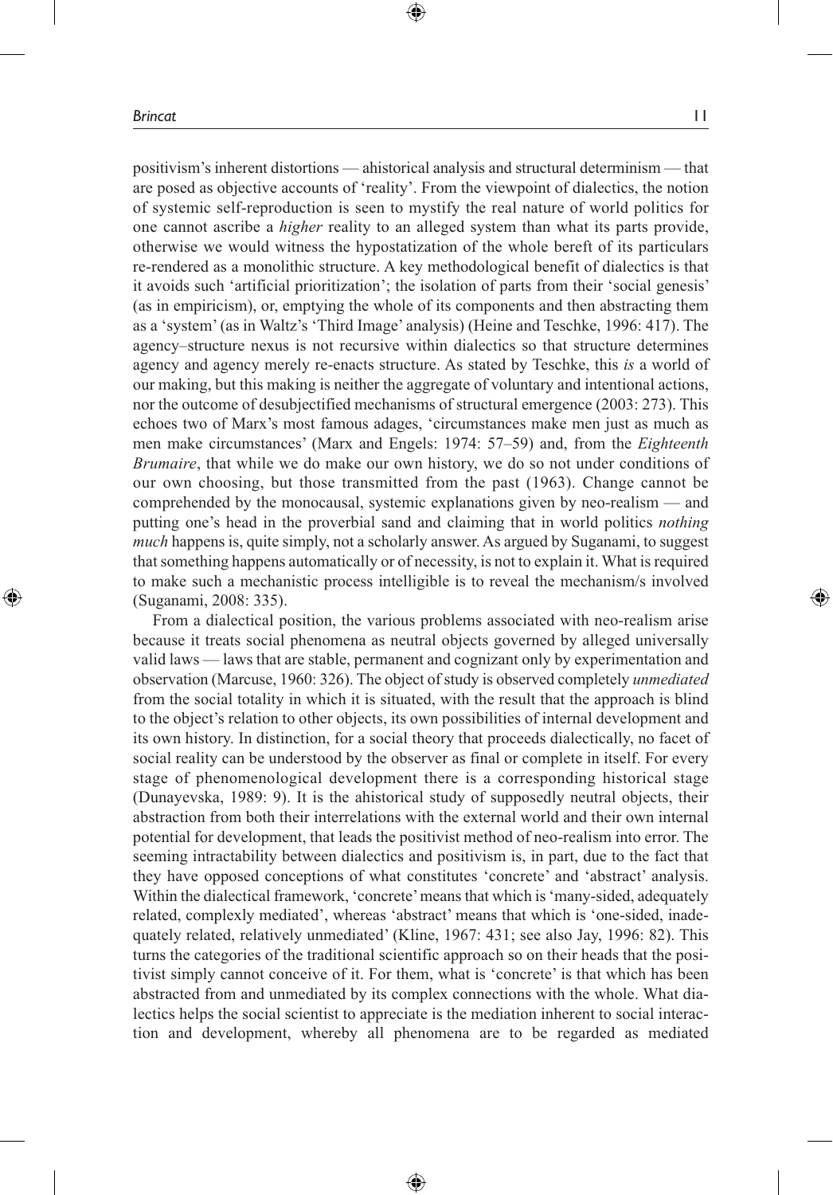positivism's inherent distortions — ahistorical analysis and structural determinism — that are posed as objective accounts of 'reality'. From the viewpoint of dialectics, the notion of systemic self-reproduction is seen to mystify the real nature of world politics for one cannot ascribe a *higher* reality to an alleged system than what its parts provide, otherwise we would witness the hypostatization of the whole bereft of its particulars re-rendered as a monolithic structure. A key methodological benefit of dialectics is that it avoids such 'artificial prioritization'; the isolation of parts from their 'social genesis' (as in empiricism), or, emptying the whole of its components and then abstracting them as a 'system' (as in Waltz's 'Third Image' analysis) (Heine and Teschke, 1996: 417). The agency–structure nexus is not recursive within dialectics so that structure determines agency and agency merely re-enacts structure. As stated by Teschke, this *is* a world of our making, but this making is neither the aggregate of voluntary and intentional actions, nor the outcome of desubjectified mechanisms of structural emergence (2003: 273). This echoes two of Marx's most famous adages, 'circumstances make men just as much as men make circumstances' (Marx and Engels: 1974: 57–59) and, from the *Eighteenth Brumaire*, that while we do make our own history, we do so not under conditions of our own choosing, but those transmitted from the past (1963). Change cannot be comprehended by the monocausal, systemic explanations given by neo-realism — and putting one's head in the proverbial sand and claiming that in world politics *nothing much* happens is, quite simply, not a scholarly answer. As argued by Suganami, to suggest that something happens automatically or of necessity, is not to explain it. What is required to make such a mechanistic process intelligible is to reveal the mechanism/s involved (Suganami, 2008: 335).

From a dialectical position, the various problems associated with neo-realism arise because it treats social phenomena as neutral objects governed by alleged universally valid laws — laws that are stable, permanent and cognizant only by experimentation and observation (Marcuse, 1960: 326). The object of study is observed completely *unmediated* from the social totality in which it is situated, with the result that the approach is blind to the object's relation to other objects, its own possibilities of internal development and its own history. In distinction, for a social theory that proceeds dialectically, no facet of social reality can be understood by the observer as final or complete in itself. For every stage of phenomenological development there is a corresponding historical stage (Dunayevska, 1989: 9). It is the ahistorical study of supposedly neutral objects, their abstraction from both their interrelations with the external world and their own internal potential for development, that leads the positivist method of neo-realism into error. The seeming intractability between dialectics and positivism is, in part, due to the fact that they have opposed conceptions of what constitutes 'concrete' and 'abstract' analysis. Within the dialectical framework, 'concrete' means that which is 'many-sided, adequately related, complexly mediated', whereas 'abstract' means that which is 'one-sided, inadequately related, relatively unmediated' (Kline, 1967: 431; see also Jay, 1996: 82). This turns the categories of the traditional scientific approach so on their heads that the positivist simply cannot conceive of it. For them, what is 'concrete' is that which has been abstracted from and unmediated by its complex connections with the whole. What dialectics helps the social scientist to appreciate is the mediation inherent to social interaction and development, whereby all phenomena are to be regarded as mediated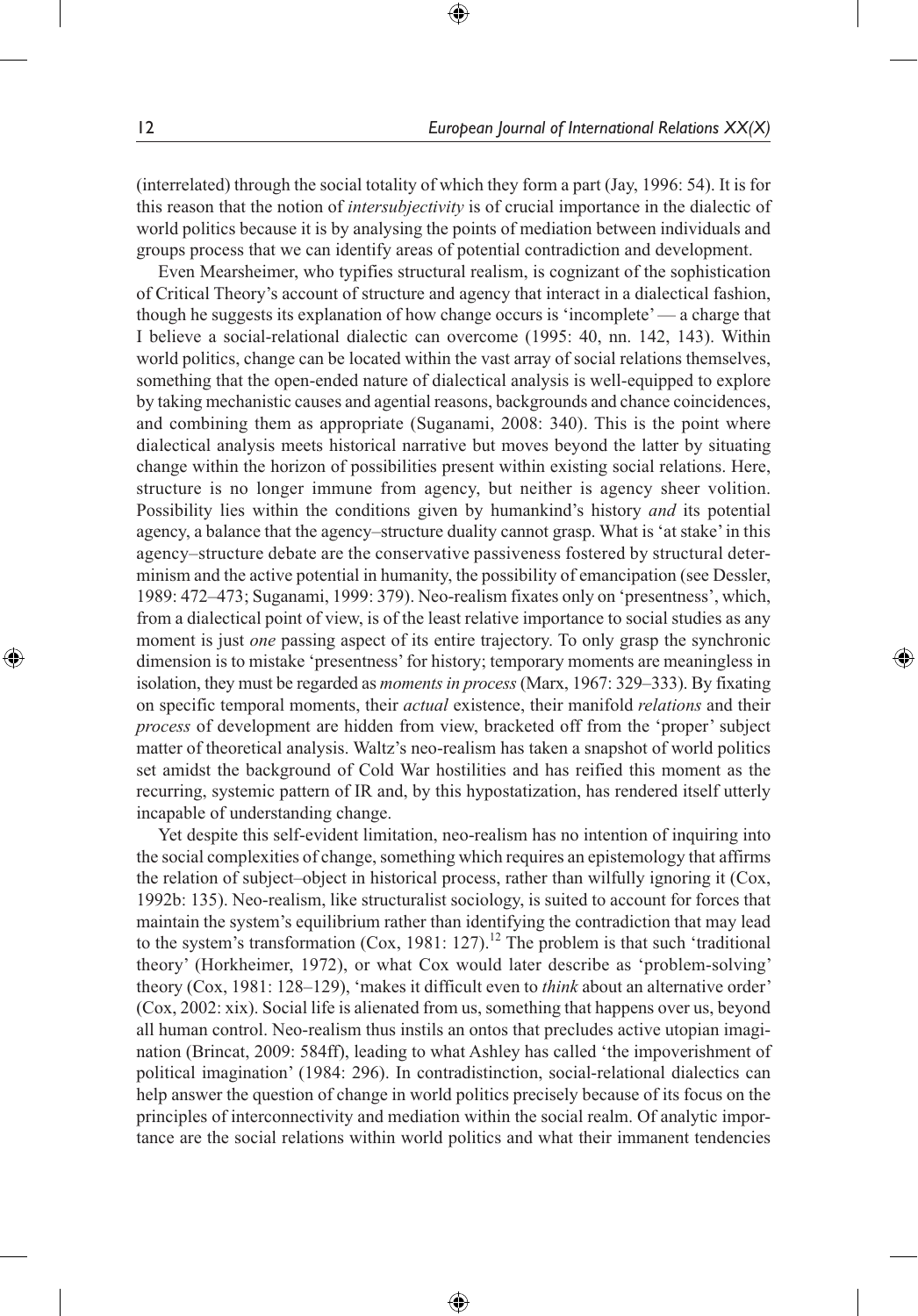(interrelated) through the social totality of which they form a part (Jay, 1996: 54). It is for this reason that the notion of *intersubjectivity* is of crucial importance in the dialectic of world politics because it is by analysing the points of mediation between individuals and groups process that we can identify areas of potential contradiction and development.

Even Mearsheimer, who typifies structural realism, is cognizant of the sophistication of Critical Theory's account of structure and agency that interact in a dialectical fashion, though he suggests its explanation of how change occurs is 'incomplete' — a charge that I believe a social-relational dialectic can overcome (1995: 40, nn. 142, 143). Within world politics, change can be located within the vast array of social relations themselves, something that the open-ended nature of dialectical analysis is well-equipped to explore by taking mechanistic causes and agential reasons, backgrounds and chance coincidences, and combining them as appropriate (Suganami, 2008: 340). This is the point where dialectical analysis meets historical narrative but moves beyond the latter by situating change within the horizon of possibilities present within existing social relations. Here, structure is no longer immune from agency, but neither is agency sheer volition. Possibility lies within the conditions given by humankind's history *and* its potential agency, a balance that the agency–structure duality cannot grasp. What is 'at stake' in this agency–structure debate are the conservative passiveness fostered by structural determinism and the active potential in humanity, the possibility of emancipation (see Dessler, 1989: 472–473; Suganami, 1999: 379). Neo-realism fixates only on 'presentness', which, from a dialectical point of view, is of the least relative importance to social studies as any moment is just *one* passing aspect of its entire trajectory. To only grasp the synchronic dimension is to mistake 'presentness' for history; temporary moments are meaningless in isolation, they must be regarded as *moments in process* (Marx, 1967: 329–333). By fixating on specific temporal moments, their *actual* existence, their manifold *relations* and their *process* of development are hidden from view, bracketed off from the 'proper' subject matter of theoretical analysis. Waltz's neo-realism has taken a snapshot of world politics set amidst the background of Cold War hostilities and has reified this moment as the recurring, systemic pattern of IR and, by this hypostatization, has rendered itself utterly incapable of understanding change.

Yet despite this self-evident limitation, neo-realism has no intention of inquiring into the social complexities of change, something which requires an epistemology that affirms the relation of subject–object in historical process, rather than wilfully ignoring it (Cox, 1992b: 135). Neo-realism, like structuralist sociology, is suited to account for forces that maintain the system's equilibrium rather than identifying the contradiction that may lead to the system's transformation (Cox, 1981: 127).[12] The problem is that such 'traditional theory' (Horkheimer, 1972), or what Cox would later describe as 'problem-solving' theory (Cox, 1981: 128–129), 'makes it difficult even to *think* about an alternative order' (Cox, 2002: xix). Social life is alienated from us, something that happens over us, beyond all human control. Neo-realism thus instils an ontos that precludes active utopian imagination (Brincat, 2009: 584ff), leading to what Ashley has called 'the impoverishment of political imagination' (1984: 296). In contradistinction, social-relational dialectics can help answer the question of change in world politics precisely because of its focus on the principles of interconnectivity and mediation within the social realm. Of analytic importance are the social relations within world politics and what their immanent tendencies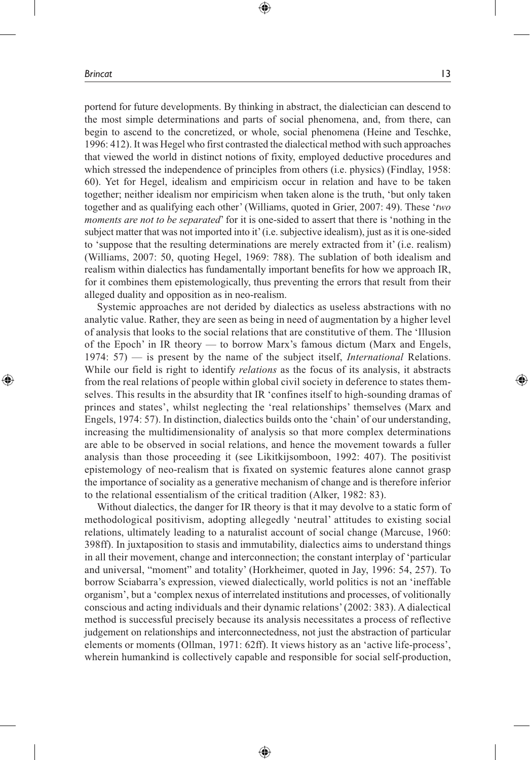portend for future developments. By thinking in abstract, the dialectician can descend to the most simple determinations and parts of social phenomena, and, from there, can begin to ascend to the concretized, or whole, social phenomena (Heine and Teschke, 1996: 412). It was Hegel who first contrasted the dialectical method with such approaches that viewed the world in distinct notions of fixity, employed deductive procedures and which stressed the independence of principles from others (i.e. physics) (Findlay, 1958: 60). Yet for Hegel, idealism and empiricism occur in relation and have to be taken together; neither idealism nor empiricism when taken alone is the truth, 'but only taken together and as qualifying each other' (Williams, quoted in Grier, 2007: 49). These '*two moments are not to be separated*' for it is one-sided to assert that there is 'nothing in the subject matter that was not imported into it' (i.e. subjective idealism), just as it is one-sided to 'suppose that the resulting determinations are merely extracted from it' (i.e. realism) (Williams, 2007: 50, quoting Hegel, 1969: 788). The sublation of both idealism and realism within dialectics has fundamentally important benefits for how we approach IR, for it combines them epistemologically, thus preventing the errors that result from their alleged duality and opposition as in neo-realism.

Systemic approaches are not derided by dialectics as useless abstractions with no analytic value. Rather, they are seen as being in need of augmentation by a higher level of analysis that looks to the social relations that are constitutive of them. The 'Illusion of the Epoch' in IR theory — to borrow Marx's famous dictum (Marx and Engels, 1974: 57) — is present by the name of the subject itself, *International* Relations. While our field is right to identify *relations* as the focus of its analysis, it abstracts from the real relations of people within global civil society in deference to states themselves. This results in the absurdity that IR 'confines itself to high-sounding dramas of princes and states', whilst neglecting the 'real relationships' themselves (Marx and Engels, 1974: 57). In distinction, dialectics builds onto the 'chain' of our understanding, increasing the multidimensionality of analysis so that more complex determinations are able to be observed in social relations, and hence the movement towards a fuller analysis than those proceeding it (see Likitkijsomboon, 1992: 407). The positivist epistemology of neo-realism that is fixated on systemic features alone cannot grasp the importance of sociality as a generative mechanism of change and is therefore inferior to the relational essentialism of the critical tradition (Alker, 1982: 83).

Without dialectics, the danger for IR theory is that it may devolve to a static form of methodological positivism, adopting allegedly 'neutral' attitudes to existing social relations, ultimately leading to a naturalist account of social change (Marcuse, 1960: 398ff). In juxtaposition to stasis and immutability, dialectics aims to understand things in all their movement, change and interconnection; the constant interplay of 'particular and universal, "moment" and totality' (Horkheimer, quoted in Jay, 1996: 54, 257). To borrow Sciabarra's expression, viewed dialectically, world politics is not an 'ineffable organism', but a 'complex nexus of interrelated institutions and processes, of volitionally conscious and acting individuals and their dynamic relations' (2002: 383). A dialectical method is successful precisely because its analysis necessitates a process of reflective judgement on relationships and interconnectedness, not just the abstraction of particular elements or moments (Ollman, 1971: 62ff). It views history as an 'active life-process', wherein humankind is collectively capable and responsible for social self-production,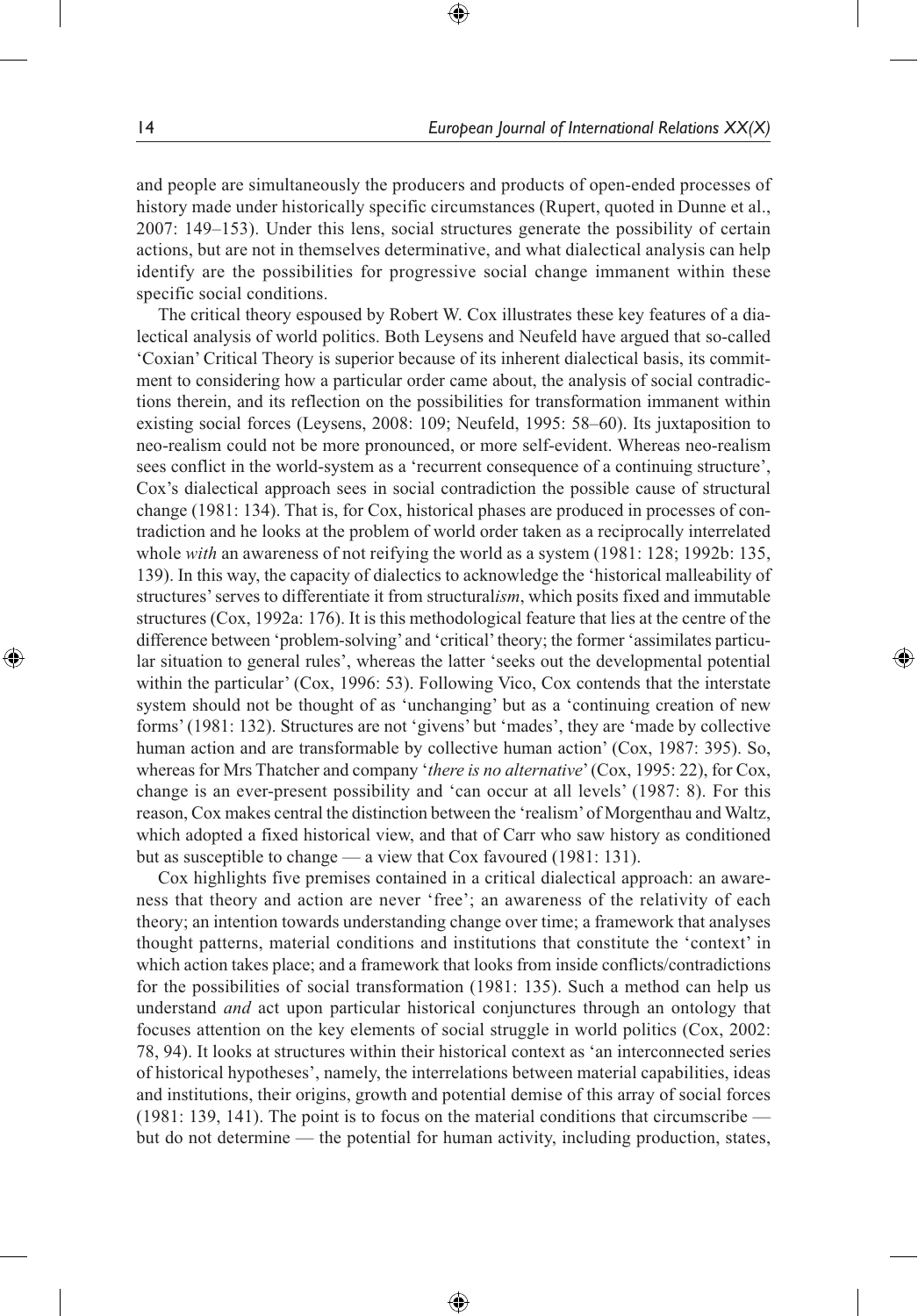and people are simultaneously the producers and products of open-ended processes of history made under historically specific circumstances (Rupert, quoted in Dunne et al., 2007: 149–153). Under this lens, social structures generate the possibility of certain actions, but are not in themselves determinative, and what dialectical analysis can help identify are the possibilities for progressive social change immanent within these specific social conditions.

The critical theory espoused by Robert W. Cox illustrates these key features of a dialectical analysis of world politics. Both Leysens and Neufeld have argued that so-called 'Coxian' Critical Theory is superior because of its inherent dialectical basis, its commitment to considering how a particular order came about, the analysis of social contradictions therein, and its reflection on the possibilities for transformation immanent within existing social forces (Leysens, 2008: 109; Neufeld, 1995: 58–60). Its juxtaposition to neo-realism could not be more pronounced, or more self-evident. Whereas neo-realism sees conflict in the world-system as a 'recurrent consequence of a continuing structure', Cox's dialectical approach sees in social contradiction the possible cause of structural change (1981: 134). That is, for Cox, historical phases are produced in processes of contradiction and he looks at the problem of world order taken as a reciprocally interrelated whole *with* an awareness of not reifying the world as a system (1981: 128; 1992b: 135, 139). In this way, the capacity of dialectics to acknowledge the 'historical malleability of structures' serves to differentiate it from structural*ism*, which posits fixed and immutable structures (Cox, 1992a: 176). It is this methodological feature that lies at the centre of the difference between 'problem-solving' and 'critical' theory; the former 'assimilates particular situation to general rules', whereas the latter 'seeks out the developmental potential within the particular' (Cox, 1996: 53). Following Vico, Cox contends that the interstate system should not be thought of as 'unchanging' but as a 'continuing creation of new forms' (1981: 132). Structures are not 'givens' but 'mades', they are 'made by collective human action and are transformable by collective human action' (Cox, 1987: 395). So, whereas for Mrs Thatcher and company '*there is no alternative*' (Cox, 1995: 22), for Cox, change is an ever-present possibility and 'can occur at all levels' (1987: 8). For this reason, Cox makes central the distinction between the 'realism' of Morgenthau and Waltz, which adopted a fixed historical view, and that of Carr who saw history as conditioned but as susceptible to change — a view that Cox favoured (1981: 131).

Cox highlights five premises contained in a critical dialectical approach: an awareness that theory and action are never 'free'; an awareness of the relativity of each theory; an intention towards understanding change over time; a framework that analyses thought patterns, material conditions and institutions that constitute the 'context' in which action takes place; and a framework that looks from inside conflicts/contradictions for the possibilities of social transformation (1981: 135). Such a method can help us understand *and* act upon particular historical conjunctures through an ontology that focuses attention on the key elements of social struggle in world politics (Cox, 2002: 78, 94). It looks at structures within their historical context as 'an interconnected series of historical hypotheses', namely, the interrelations between material capabilities, ideas and institutions, their origins, growth and potential demise of this array of social forces (1981: 139, 141). The point is to focus on the material conditions that circumscribe — but do not determine — the potential for human activity, including production, states,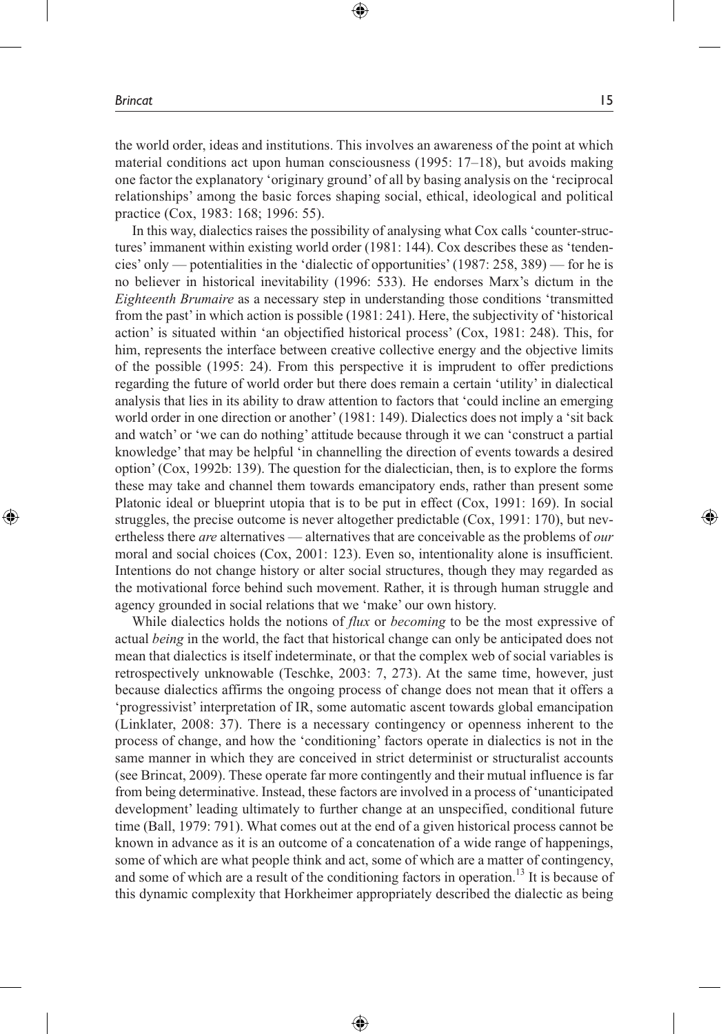the world order, ideas and institutions. This involves an awareness of the point at which material conditions act upon human consciousness (1995: 17–18), but avoids making one factor the explanatory 'originary ground' of all by basing analysis on the 'reciprocal relationships' among the basic forces shaping social, ethical, ideological and political practice (Cox, 1983: 168; 1996: 55).

In this way, dialectics raises the possibility of analysing what Cox calls 'counter-structures' immanent within existing world order (1981: 144). Cox describes these as 'tendencies' only — potentialities in the 'dialectic of opportunities' (1987: 258, 389) — for he is no believer in historical inevitability (1996: 533). He endorses Marx's dictum in the *Eighteenth Brumaire* as a necessary step in understanding those conditions 'transmitted from the past' in which action is possible (1981: 241). Here, the subjectivity of 'historical action' is situated within 'an objectified historical process' (Cox, 1981: 248). This, for him, represents the interface between creative collective energy and the objective limits of the possible (1995: 24). From this perspective it is imprudent to offer predictions regarding the future of world order but there does remain a certain 'utility' in dialectical analysis that lies in its ability to draw attention to factors that 'could incline an emerging world order in one direction or another' (1981: 149). Dialectics does not imply a 'sit back and watch' or 'we can do nothing' attitude because through it we can 'construct a partial knowledge' that may be helpful 'in channelling the direction of events towards a desired option' (Cox, 1992b: 139). The question for the dialectician, then, is to explore the forms these may take and channel them towards emancipatory ends, rather than present some Platonic ideal or blueprint utopia that is to be put in effect (Cox, 1991: 169). In social struggles, the precise outcome is never altogether predictable (Cox, 1991: 170), but nevertheless there *are* alternatives — alternatives that are conceivable as the problems of *our* moral and social choices (Cox, 2001: 123). Even so, intentionality alone is insufficient. Intentions do not change history or alter social structures, though they may regarded as the motivational force behind such movement. Rather, it is through human struggle and agency grounded in social relations that we 'make' our own history.

While dialectics holds the notions of *flux* or *becoming* to be the most expressive of actual *being* in the world, the fact that historical change can only be anticipated does not mean that dialectics is itself indeterminate, or that the complex web of social variables is retrospectively unknowable (Teschke, 2003: 7, 273). At the same time, however, just because dialectics affirms the ongoing process of change does not mean that it offers a 'progressivist' interpretation of IR, some automatic ascent towards global emancipation (Linklater, 2008: 37). There is a necessary contingency or openness inherent to the process of change, and how the 'conditioning' factors operate in dialectics is not in the same manner in which they are conceived in strict determinist or structuralist accounts (see Brincat, 2009). These operate far more contingently and their mutual influence is far from being determinative. Instead, these factors are involved in a process of 'unanticipated development' leading ultimately to further change at an unspecified, conditional future time (Ball, 1979: 791). What comes out at the end of a given historical process cannot be known in advance as it is an outcome of a concatenation of a wide range of happenings, some of which are what people think and act, some of which are a matter of contingency, and some of which are a result of the conditioning factors in operation.[13] It is because of this dynamic complexity that Horkheimer appropriately described the dialectic as being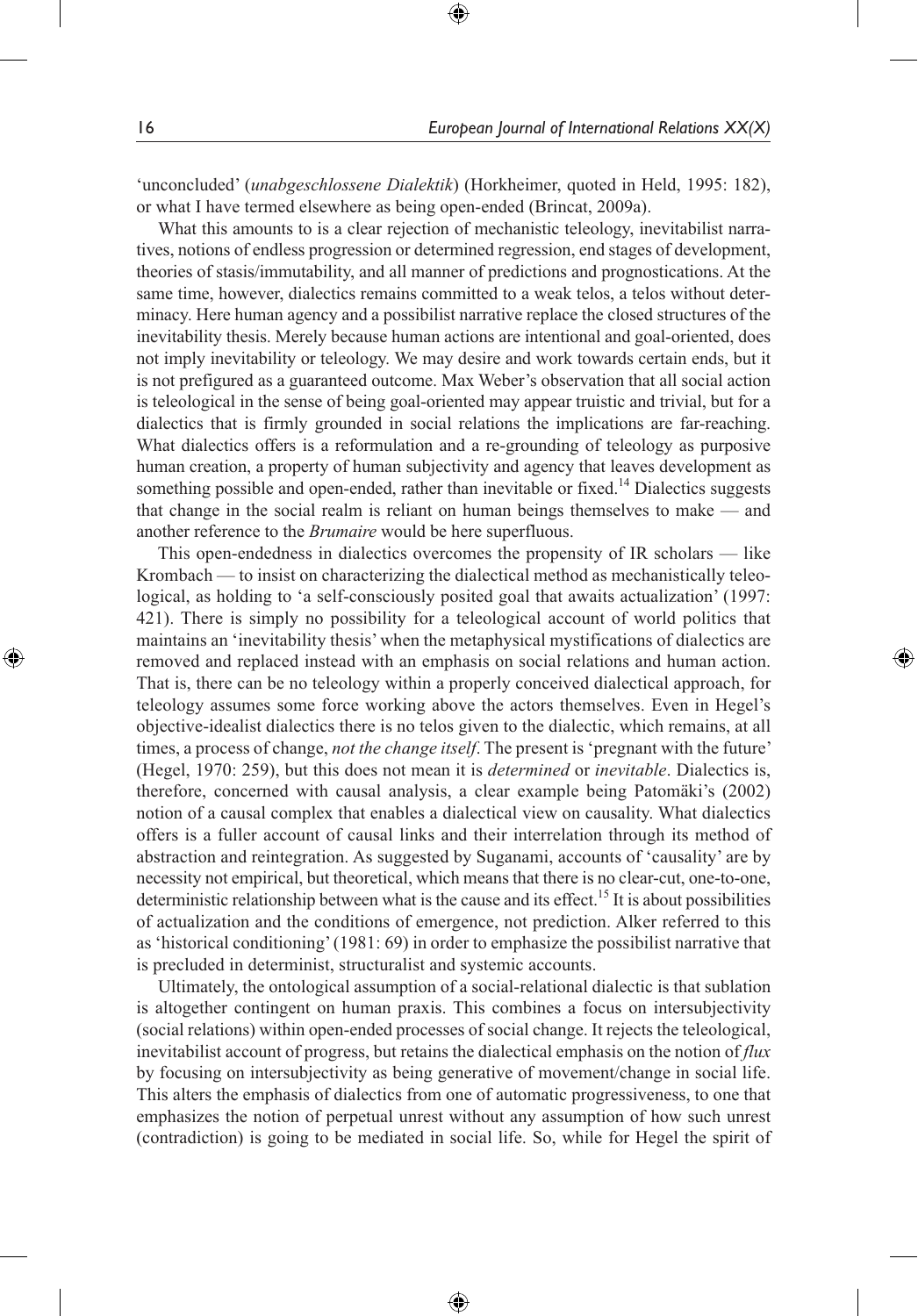'unconcluded' (*unabgeschlossene Dialektik*) (Horkheimer, quoted in Held, 1995: 182), or what I have termed elsewhere as being open-ended (Brincat, 2009a).

What this amounts to is a clear rejection of mechanistic teleology, inevitabilist narratives, notions of endless progression or determined regression, end stages of development, theories of stasis/immutability, and all manner of predictions and prognostications. At the same time, however, dialectics remains committed to a weak telos, a telos without determinacy. Here human agency and a possibilist narrative replace the closed structures of the inevitability thesis. Merely because human actions are intentional and goal-oriented, does not imply inevitability or teleology. We may desire and work towards certain ends, but it is not prefigured as a guaranteed outcome. Max Weber's observation that all social action is teleological in the sense of being goal-oriented may appear truistic and trivial, but for a dialectics that is firmly grounded in social relations the implications are far-reaching. What dialectics offers is a reformulation and a re-grounding of teleology as purposive human creation, a property of human subjectivity and agency that leaves development as something possible and open-ended, rather than inevitable or fixed.[14] Dialectics suggests that change in the social realm is reliant on human beings themselves to make — and another reference to the *Brumaire* would be here superfluous.

This open-endedness in dialectics overcomes the propensity of IR scholars — like Krombach — to insist on characterizing the dialectical method as mechanistically teleological, as holding to 'a self-consciously posited goal that awaits actualization' (1997: 421). There is simply no possibility for a teleological account of world politics that maintains an 'inevitability thesis' when the metaphysical mystifications of dialectics are removed and replaced instead with an emphasis on social relations and human action. That is, there can be no teleology within a properly conceived dialectical approach, for teleology assumes some force working above the actors themselves. Even in Hegel's objective-idealist dialectics there is no telos given to the dialectic, which remains, at all times, a process of change, *not the change itself*. The present is 'pregnant with the future' (Hegel, 1970: 259), but this does not mean it is *determined* or *inevitable*. Dialectics is, therefore, concerned with causal analysis, a clear example being Patomäki's (2002) notion of a causal complex that enables a dialectical view on causality. What dialectics offers is a fuller account of causal links and their interrelation through its method of abstraction and reintegration. As suggested by Suganami, accounts of 'causality' are by necessity not empirical, but theoretical, which means that there is no clear-cut, one-to-one, deterministic relationship between what is the cause and its effect.[15] It is about possibilities of actualization and the conditions of emergence, not prediction. Alker referred to this as 'historical conditioning' (1981: 69) in order to emphasize the possibilist narrative that is precluded in determinist, structuralist and systemic accounts.

Ultimately, the ontological assumption of a social-relational dialectic is that sublation is altogether contingent on human praxis. This combines a focus on intersubjectivity (social relations) within open-ended processes of social change. It rejects the teleological, inevitabilist account of progress, but retains the dialectical emphasis on the notion of *flux* by focusing on intersubjectivity as being generative of movement/change in social life. This alters the emphasis of dialectics from one of automatic progressiveness, to one that emphasizes the notion of perpetual unrest without any assumption of how such unrest (contradiction) is going to be mediated in social life. So, while for Hegel the spirit of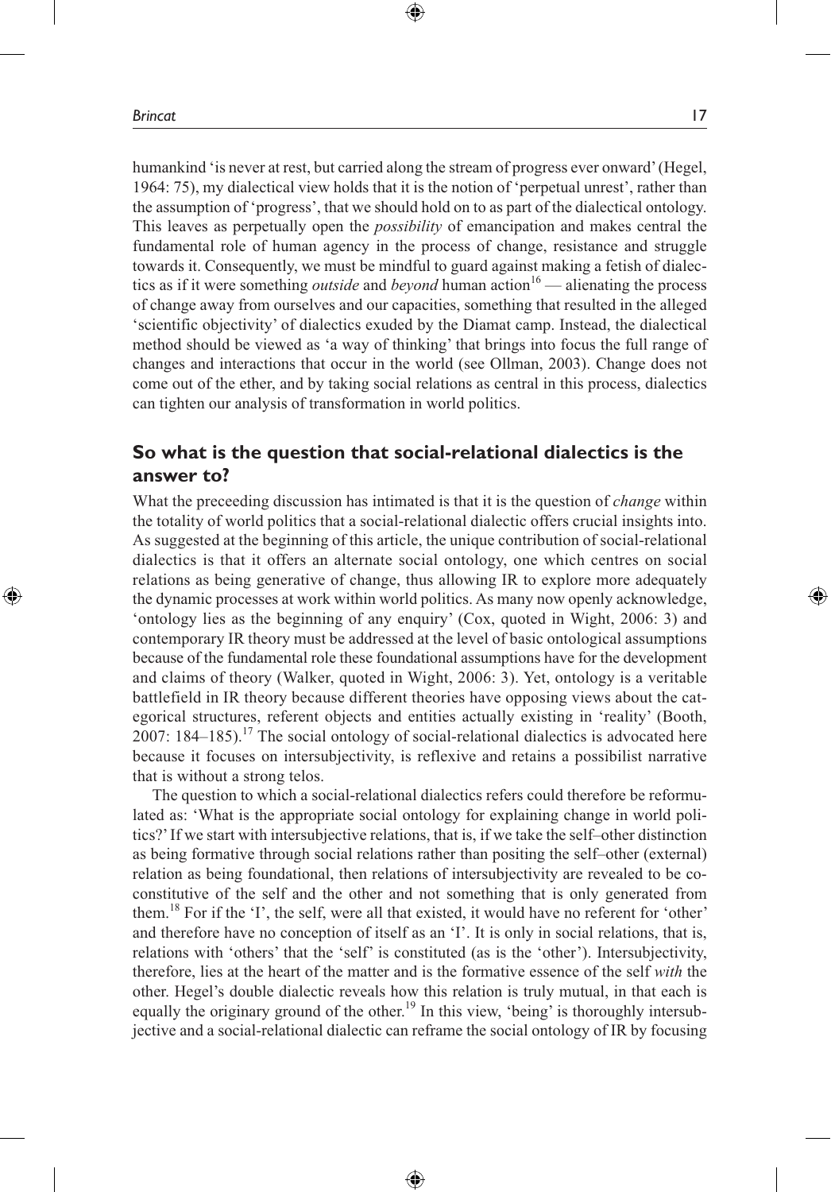humankind 'is never at rest, but carried along the stream of progress ever onward' (Hegel, 1964: 75), my dialectical view holds that it is the notion of 'perpetual unrest', rather than the assumption of 'progress', that we should hold on to as part of the dialectical ontology. This leaves as perpetually open the *possibility* of emancipation and makes central the fundamental role of human agency in the process of change, resistance and struggle towards it. Consequently, we must be mindful to guard against making a fetish of dialectics as if it were something *outside* and *beyond* human action[16] — alienating the process of change away from ourselves and our capacities, something that resulted in the alleged 'scientific objectivity' of dialectics exuded by the Diamat camp. Instead, the dialectical method should be viewed as 'a way of thinking' that brings into focus the full range of changes and interactions that occur in the world (see Ollman, 2003). Change does not come out of the ether, and by taking social relations as central in this process, dialectics can tighten our analysis of transformation in world politics.

## So what is the question that social-relational dialectics is the answer to?

What the preceeding discussion has intimated is that it is the question of *change* within the totality of world politics that a social-relational dialectic offers crucial insights into. As suggested at the beginning of this article, the unique contribution of social-relational dialectics is that it offers an alternate social ontology, one which centres on social relations as being generative of change, thus allowing IR to explore more adequately the dynamic processes at work within world politics. As many now openly acknowledge, 'ontology lies as the beginning of any enquiry' (Cox, quoted in Wight, 2006: 3) and contemporary IR theory must be addressed at the level of basic ontological assumptions because of the fundamental role these foundational assumptions have for the development and claims of theory (Walker, quoted in Wight, 2006: 3). Yet, ontology is a veritable battlefield in IR theory because different theories have opposing views about the categorical structures, referent objects and entities actually existing in 'reality' (Booth, 2007: 184–185).[17] The social ontology of social-relational dialectics is advocated here because it focuses on intersubjectivity, is reflexive and retains a possibilist narrative that is without a strong telos.

The question to which a social-relational dialectics refers could therefore be reformulated as: 'What is the appropriate social ontology for explaining change in world politics?' If we start with intersubjective relations, that is, if we take the self–other distinction as being formative through social relations rather than positing the self–other (external) relation as being foundational, then relations of intersubjectivity are revealed to be co-constitutive of the self and the other and not something that is only generated from them.[18] For if the 'I', the self, were all that existed, it would have no referent for 'other' and therefore have no conception of itself as an 'I'. It is only in social relations, that is, relations with 'others' that the 'self' is constituted (as is the 'other'). Intersubjectivity, therefore, lies at the heart of the matter and is the formative essence of the self *with* the other. Hegel's double dialectic reveals how this relation is truly mutual, in that each is equally the originary ground of the other.[19] In this view, 'being' is thoroughly intersubjective and a social-relational dialectic can reframe the social ontology of IR by focusing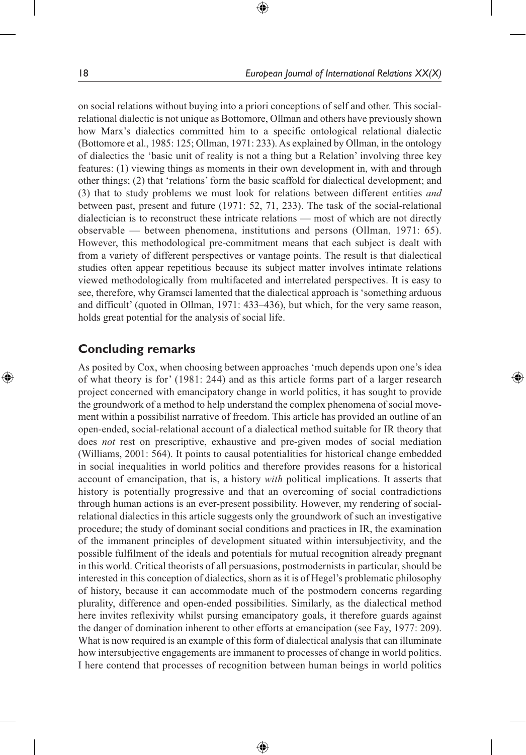on social relations without buying into a priori conceptions of self and other. This social-relational dialectic is not unique as Bottomore, Ollman and others have previously shown how Marx's dialectics committed him to a specific ontological relational dialectic (Bottomore et al., 1985: 125; Ollman, 1971: 233). As explained by Ollman, in the ontology of dialectics the 'basic unit of reality is not a thing but a Relation' involving three key features: (1) viewing things as moments in their own development in, with and through other things; (2) that 'relations' form the basic scaffold for dialectical development; and (3) that to study problems we must look for relations between different entities *and* between past, present and future (1971: 52, 71, 233). The task of the social-relational dialectician is to reconstruct these intricate relations — most of which are not directly observable — between phenomena, institutions and persons (Ollman, 1971: 65). However, this methodological pre-commitment means that each subject is dealt with from a variety of different perspectives or vantage points. The result is that dialectical studies often appear repetitious because its subject matter involves intimate relations viewed methodologically from multifaceted and interrelated perspectives. It is easy to see, therefore, why Gramsci lamented that the dialectical approach is 'something arduous and difficult' (quoted in Ollman, 1971: 433–436), but which, for the very same reason, holds great potential for the analysis of social life.

## Concluding remarks

As posited by Cox, when choosing between approaches 'much depends upon one's idea of what theory is for' (1981: 244) and as this article forms part of a larger research project concerned with emancipatory change in world politics, it has sought to provide the groundwork of a method to help understand the complex phenomena of social movement within a possibilist narrative of freedom. This article has provided an outline of an open-ended, social-relational account of a dialectical method suitable for IR theory that does *not* rest on prescriptive, exhaustive and pre-given modes of social mediation (Williams, 2001: 564). It points to causal potentialities for historical change embedded in social inequalities in world politics and therefore provides reasons for a historical account of emancipation, that is, a history *with* political implications. It asserts that history is potentially progressive and that an overcoming of social contradictions through human actions is an ever-present possibility. However, my rendering of social-relational dialectics in this article suggests only the groundwork of such an investigative procedure; the study of dominant social conditions and practices in IR, the examination of the immanent principles of development situated within intersubjectivity, and the possible fulfilment of the ideals and potentials for mutual recognition already pregnant in this world. Critical theorists of all persuasions, postmodernists in particular, should be interested in this conception of dialectics, shorn as it is of Hegel's problematic philosophy of history, because it can accommodate much of the postmodern concerns regarding plurality, difference and open-ended possibilities. Similarly, as the dialectical method here invites reflexivity whilst pursing emancipatory goals, it therefore guards against the danger of domination inherent to other efforts at emancipation (see Fay, 1977: 209). What is now required is an example of this form of dialectical analysis that can illuminate how intersubjective engagements are immanent to processes of change in world politics. I here contend that processes of recognition between human beings in world politics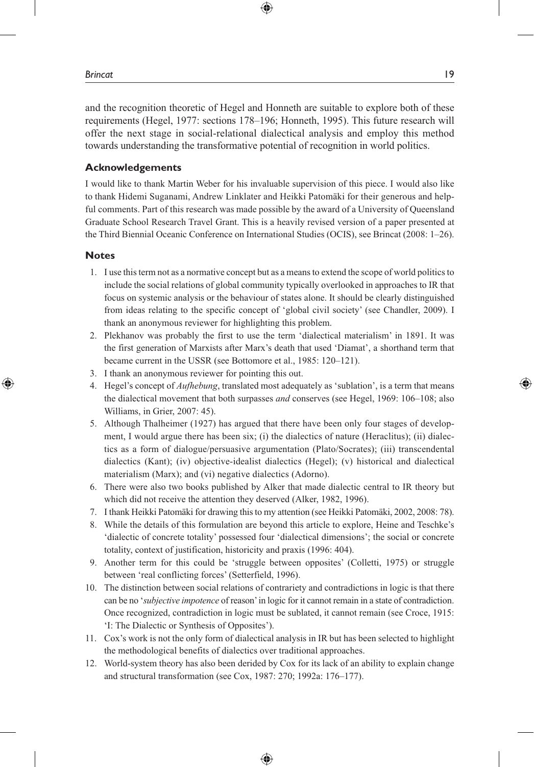and the recognition theoretic of Hegel and Honneth are suitable to explore both of these requirements (Hegel, 1977: sections 178–196; Honneth, 1995). This future research will offer the next stage in social-relational dialectical analysis and employ this method towards understanding the transformative potential of recognition in world politics.

### Acknowledgements

I would like to thank Martin Weber for his invaluable supervision of this piece. I would also like to thank Hidemi Suganami, Andrew Linklater and Heikki Patomäki for their generous and helpful comments. Part of this research was made possible by the award of a University of Queensland Graduate School Research Travel Grant. This is a heavily revised version of a paper presented at the Third Biennial Oceanic Conference on International Studies (OCIS), see Brincat (2008: 1–26).

### Notes

1. I use this term not as a normative concept but as a means to extend the scope of world politics to include the social relations of global community typically overlooked in approaches to IR that focus on systemic analysis or the behaviour of states alone. It should be clearly distinguished from ideas relating to the specific concept of 'global civil society' (see Chandler, 2009). I thank an anonymous reviewer for highlighting this problem.
2. Plekhanov was probably the first to use the term 'dialectical materialism' in 1891. It was the first generation of Marxists after Marx's death that used 'Diamat', a shorthand term that became current in the USSR (see Bottomore et al., 1985: 120–121).
3. I thank an anonymous reviewer for pointing this out.
4. Hegel's concept of *Aufhebung*, translated most adequately as 'sublation', is a term that means the dialectical movement that both surpasses *and* conserves (see Hegel, 1969: 106–108; also Williams, in Grier, 2007: 45).
5. Although Thalheimer (1927) has argued that there have been only four stages of development, I would argue there has been six; (i) the dialectics of nature (Heraclitus); (ii) dialectics as a form of dialogue/persuasive argumentation (Plato/Socrates); (iii) transcendental dialectics (Kant); (iv) objective-idealist dialectics (Hegel); (v) historical and dialectical materialism (Marx); and (vi) negative dialectics (Adorno).
6. There were also two books published by Alker that made dialectic central to IR theory but which did not receive the attention they deserved (Alker, 1982, 1996).
7. I thank Heikki Patomäki for drawing this to my attention (see Heikki Patomäki, 2002, 2008: 78).
8. While the details of this formulation are beyond this article to explore, Heine and Teschke's 'dialectic of concrete totality' possessed four 'dialectical dimensions'; the social or concrete totality, context of justification, historicity and praxis (1996: 404).
9. Another term for this could be 'struggle between opposites' (Colletti, 1975) or struggle between 'real conflicting forces' (Setterfield, 1996).
10. The distinction between social relations of contrariety and contradictions in logic is that there can be no '*subjective impotence* of reason' in logic for it cannot remain in a state of contradiction. Once recognized, contradiction in logic must be sublated, it cannot remain (see Croce, 1915: 'I: The Dialectic or Synthesis of Opposites').
11. Cox's work is not the only form of dialectical analysis in IR but has been selected to highlight the methodological benefits of dialectics over traditional approaches.
12. World-system theory has also been derided by Cox for its lack of an ability to explain change and structural transformation (see Cox, 1987: 270; 1992a: 176–177).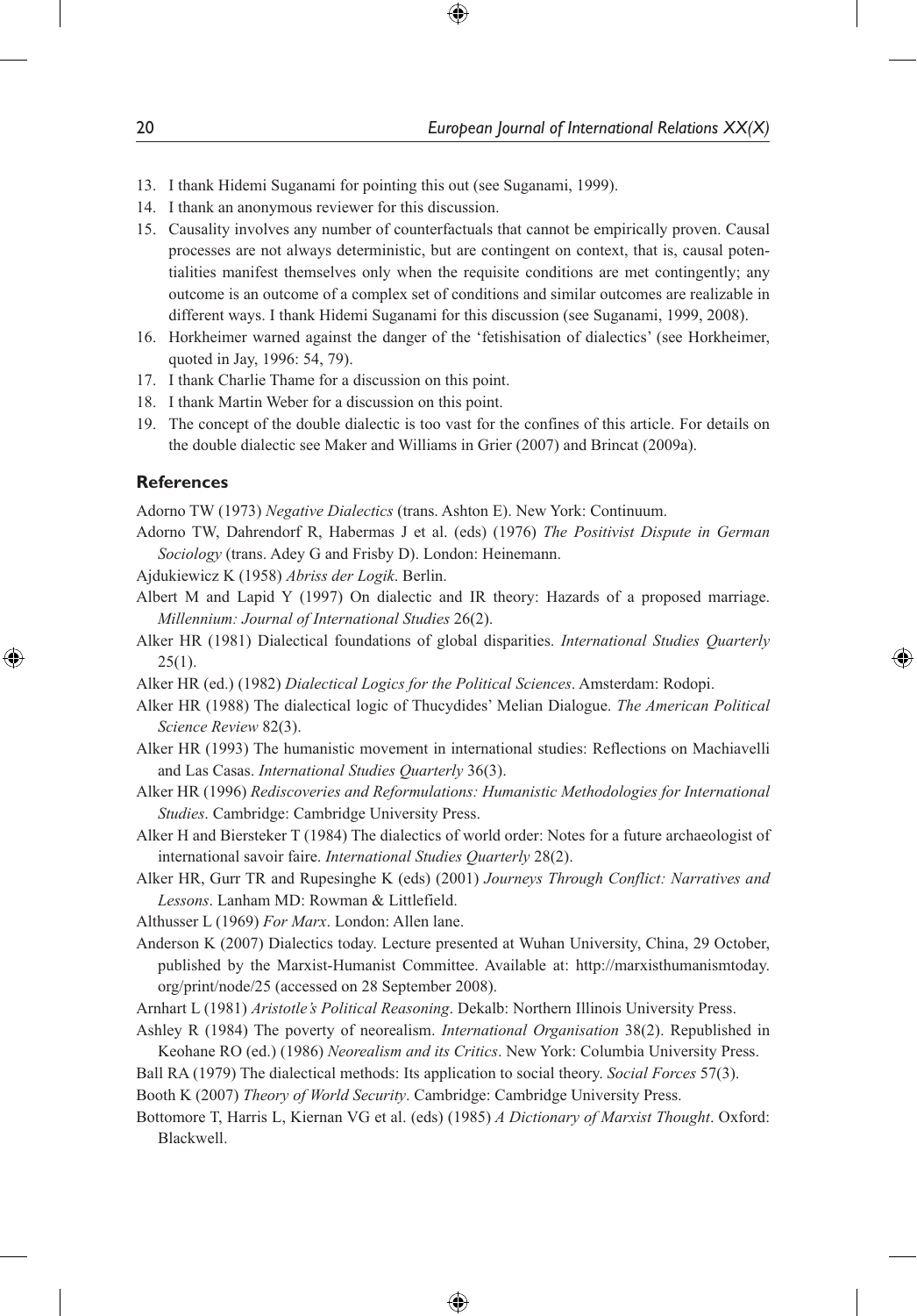13. I thank Hidemi Suganami for pointing this out (see Suganami, 1999).
14. I thank an anonymous reviewer for this discussion.
15. Causality involves any number of counterfactuals that cannot be empirically proven. Causal processes are not always deterministic, but are contingent on context, that is, causal potentialities manifest themselves only when the requisite conditions are met contingently; any outcome is an outcome of a complex set of conditions and similar outcomes are realizable in different ways. I thank Hidemi Suganami for this discussion (see Suganami, 1999, 2008).
16. Horkheimer warned against the danger of the 'fetishisation of dialectics' (see Horkheimer, quoted in Jay, 1996: 54, 79).
17. I thank Charlie Thame for a discussion on this point.
18. I thank Martin Weber for a discussion on this point.
19. The concept of the double dialectic is too vast for the confines of this article. For details on the double dialectic see Maker and Williams in Grier (2007) and Brincat (2009a).

## References

Adorno TW (1973) *Negative Dialectics* (trans. Ashton E). New York: Continuum.

Adorno TW, Dahrendorf R, Habermas J et al. (eds) (1976) *The Positivist Dispute in German Sociology* (trans. Adey G and Frisby D). London: Heinemann.

Ajdukiewicz K (1958) *Abriss der Logik*. Berlin.

Albert M and Lapid Y (1997) On dialectic and IR theory: Hazards of a proposed marriage. *Millennium: Journal of International Studies* 26(2).

Alker HR (1981) Dialectical foundations of global disparities. *International Studies Quarterly* 25(1).

Alker HR (ed.) (1982) *Dialectical Logics for the Political Sciences*. Amsterdam: Rodopi.

Alker HR (1988) The dialectical logic of Thucydides' Melian Dialogue. *The American Political Science Review* 82(3).

Alker HR (1993) The humanistic movement in international studies: Reflections on Machiavelli and Las Casas. *International Studies Quarterly* 36(3).

Alker HR (1996) *Rediscoveries and Reformulations: Humanistic Methodologies for International Studies*. Cambridge: Cambridge University Press.

Alker H and Biersteker T (1984) The dialectics of world order: Notes for a future archaeologist of international savoir faire. *International Studies Quarterly* 28(2).

Alker HR, Gurr TR and Rupesinghe K (eds) (2001) *Journeys Through Conflict: Narratives and Lessons*. Lanham MD: Rowman & Littlefield.

Althusser L (1969) *For Marx*. London: Allen lane.

Anderson K (2007) Dialectics today. Lecture presented at Wuhan University, China, 29 October, published by the Marxist-Humanist Committee. Available at: http://marxisthumanismtoday.org/print/node/25 (accessed on 28 September 2008).

Arnhart L (1981) *Aristotle's Political Reasoning*. Dekalb: Northern Illinois University Press.

Ashley R (1984) The poverty of neorealism. *International Organisation* 38(2). Republished in Keohane RO (ed.) (1986) *Neorealism and its Critics*. New York: Columbia University Press.

Ball RA (1979) The dialectical methods: Its application to social theory. *Social Forces* 57(3).

Booth K (2007) *Theory of World Security*. Cambridge: Cambridge University Press.

Bottomore T, Harris L, Kiernan VG et al. (eds) (1985) *A Dictionary of Marxist Thought*. Oxford: Blackwell.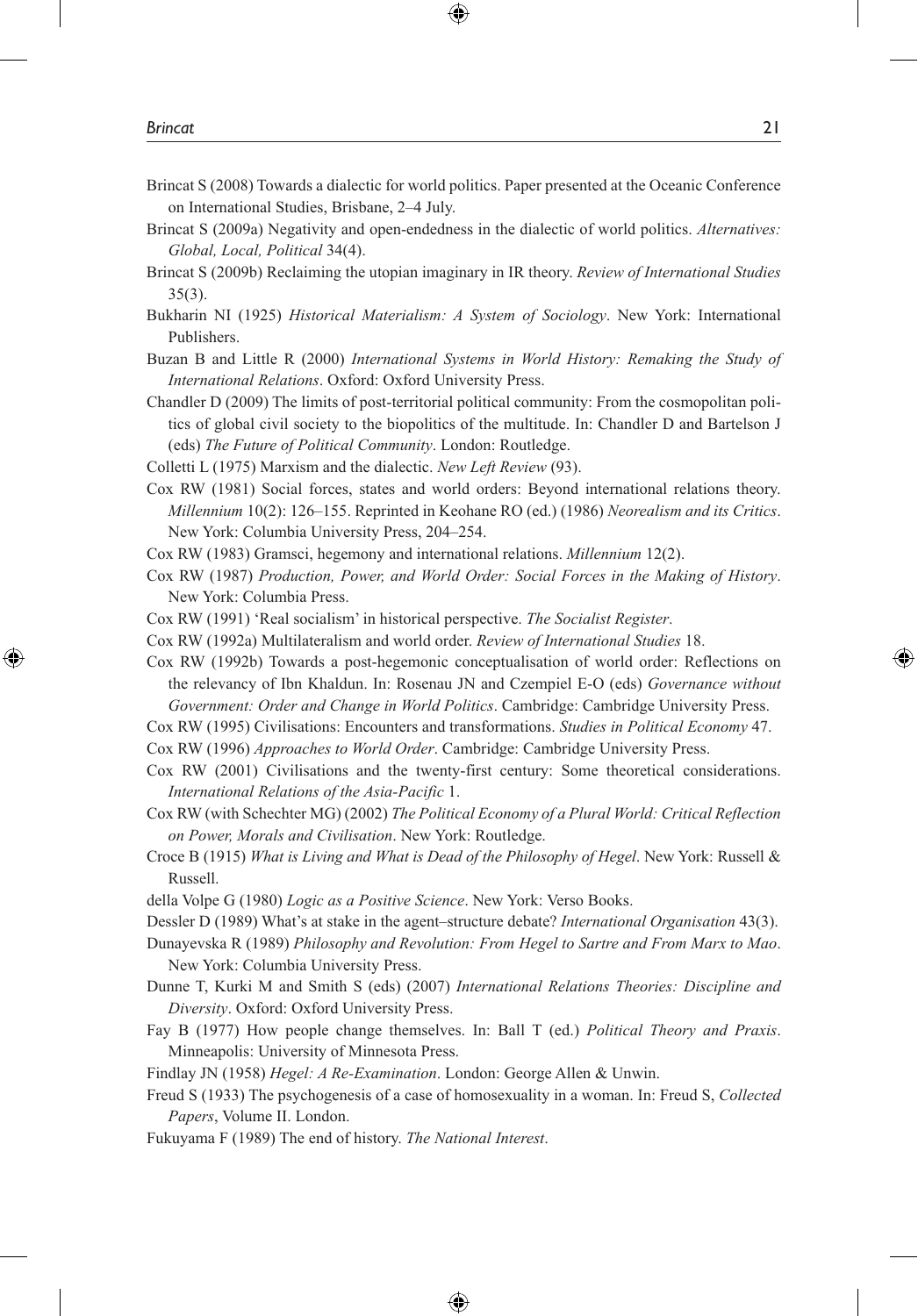Brincat S (2008) Towards a dialectic for world politics. Paper presented at the Oceanic Conference on International Studies, Brisbane, 2–4 July.

Brincat S (2009a) Negativity and open-endedness in the dialectic of world politics. *Alternatives: Global, Local, Political* 34(4).

Brincat S (2009b) Reclaiming the utopian imaginary in IR theory. *Review of International Studies* 35(3).

Bukharin NI (1925) *Historical Materialism: A System of Sociology*. New York: International Publishers.

Buzan B and Little R (2000) *International Systems in World History: Remaking the Study of International Relations*. Oxford: Oxford University Press.

Chandler D (2009) The limits of post-territorial political community: From the cosmopolitan politics of global civil society to the biopolitics of the multitude. In: Chandler D and Bartelson J (eds) *The Future of Political Community*. London: Routledge.

Colletti L (1975) Marxism and the dialectic. *New Left Review* (93).

Cox RW (1981) Social forces, states and world orders: Beyond international relations theory. *Millennium* 10(2): 126–155. Reprinted in Keohane RO (ed.) (1986) *Neorealism and its Critics*. New York: Columbia University Press, 204–254.

Cox RW (1983) Gramsci, hegemony and international relations. *Millennium* 12(2).

Cox RW (1987) *Production, Power, and World Order: Social Forces in the Making of History*. New York: Columbia Press.

Cox RW (1991) 'Real socialism' in historical perspective. *The Socialist Register*.

Cox RW (1992a) Multilateralism and world order. *Review of International Studies* 18.

Cox RW (1992b) Towards a post-hegemonic conceptualisation of world order: Reflections on the relevancy of Ibn Khaldun. In: Rosenau JN and Czempiel E-O (eds) *Governance without Government: Order and Change in World Politics*. Cambridge: Cambridge University Press.

Cox RW (1995) Civilisations: Encounters and transformations. *Studies in Political Economy* 47.

Cox RW (1996) *Approaches to World Order*. Cambridge: Cambridge University Press.

Cox RW (2001) Civilisations and the twenty-first century: Some theoretical considerations. *International Relations of the Asia-Pacific* 1.

Cox RW (with Schechter MG) (2002) *The Political Economy of a Plural World: Critical Reflection on Power, Morals and Civilisation*. New York: Routledge.

Croce B (1915) *What is Living and What is Dead of the Philosophy of Hegel*. New York: Russell & Russell.

della Volpe G (1980) *Logic as a Positive Science*. New York: Verso Books.

Dessler D (1989) What's at stake in the agent–structure debate? *International Organisation* 43(3).

Dunayevska R (1989) *Philosophy and Revolution: From Hegel to Sartre and From Marx to Mao*. New York: Columbia University Press.

Dunne T, Kurki M and Smith S (eds) (2007) *International Relations Theories: Discipline and Diversity*. Oxford: Oxford University Press.

Fay B (1977) How people change themselves. In: Ball T (ed.) *Political Theory and Praxis*. Minneapolis: University of Minnesota Press.

Findlay JN (1958) *Hegel: A Re-Examination*. London: George Allen & Unwin.

Freud S (1933) The psychogenesis of a case of homosexuality in a woman. In: Freud S, *Collected Papers*, Volume II. London.

Fukuyama F (1989) The end of history. *The National Interest*.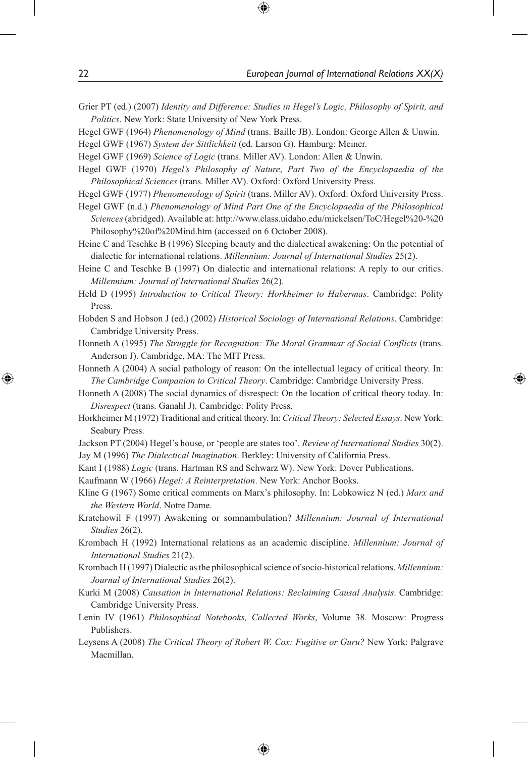Grier PT (ed.) (2007) *Identity and Difference: Studies in Hegel's Logic, Philosophy of Spirit, and Politics*. New York: State University of New York Press.

Hegel GWF (1964) *Phenomenology of Mind* (trans. Baille JB). London: George Allen & Unwin.

Hegel GWF (1967) *System der Sittlichkeit* (ed. Larson G). Hamburg: Meiner.

Hegel GWF (1969) *Science of Logic* (trans. Miller AV). London: Allen & Unwin.

Hegel GWF (1970) *Hegel's Philosophy of Nature*, *Part Two of the Encyclopaedia of the Philosophical Sciences* (trans. Miller AV). Oxford: Oxford University Press.

Hegel GWF (1977) *Phenomenology of Spirit* (trans. Miller AV). Oxford: Oxford University Press.

Hegel GWF (n.d.) *Phenomenology of Mind Part One of the Encyclopaedia of the Philosophical Sciences* (abridged). Available at: http://www.class.uidaho.edu/mickelsen/ToC/Hegel%20-%20Philosophy%20of%20Mind.htm (accessed on 6 October 2008).

Heine C and Teschke B (1996) Sleeping beauty and the dialectical awakening: On the potential of dialectic for international relations. *Millennium: Journal of International Studies* 25(2).

Heine C and Teschke B (1997) On dialectic and international relations: A reply to our critics. *Millennium: Journal of International Studies* 26(2).

Held D (1995) *Introduction to Critical Theory: Horkheimer to Habermas*. Cambridge: Polity Press.

Hobden S and Hobson J (ed.) (2002) *Historical Sociology of International Relations*. Cambridge: Cambridge University Press.

Honneth A (1995) *The Struggle for Recognition: The Moral Grammar of Social Conflicts* (trans. Anderson J). Cambridge, MA: The MIT Press.

Honneth A (2004) A social pathology of reason: On the intellectual legacy of critical theory. In: *The Cambridge Companion to Critical Theory*. Cambridge: Cambridge University Press.

Honneth A (2008) The social dynamics of disrespect: On the location of critical theory today. In: *Disrespect* (trans. Ganahl J). Cambridge: Polity Press.

Horkheimer M (1972) Traditional and critical theory. In: *Critical Theory: Selected Essays*. New York: Seabury Press.

Jackson PT (2004) Hegel's house, or 'people are states too'. *Review of International Studies* 30(2).

Jay M (1996) *The Dialectical Imagination*. Berkley: University of California Press.

Kant I (1988) *Logic* (trans. Hartman RS and Schwarz W). New York: Dover Publications.

Kaufmann W (1966) *Hegel: A Reinterpretation*. New York: Anchor Books.

Kline G (1967) Some critical comments on Marx's philosophy. In: Lobkowicz N (ed.) *Marx and the Western World*. Notre Dame.

Kratchowil F (1997) Awakening or somnambulation? *Millennium: Journal of International Studies* 26(2).

Krombach H (1992) International relations as an academic discipline. *Millennium: Journal of International Studies* 21(2).

Krombach H (1997) Dialectic as the philosophical science of socio-historical relations. *Millennium: Journal of International Studies* 26(2).

Kurki M (2008) *Causation in International Relations: Reclaiming Causal Analysis*. Cambridge: Cambridge University Press.

Lenin IV (1961) *Philosophical Notebooks, Collected Works*, Volume 38. Moscow: Progress Publishers.

Leysens A (2008) *The Critical Theory of Robert W. Cox: Fugitive or Guru?* New York: Palgrave Macmillan.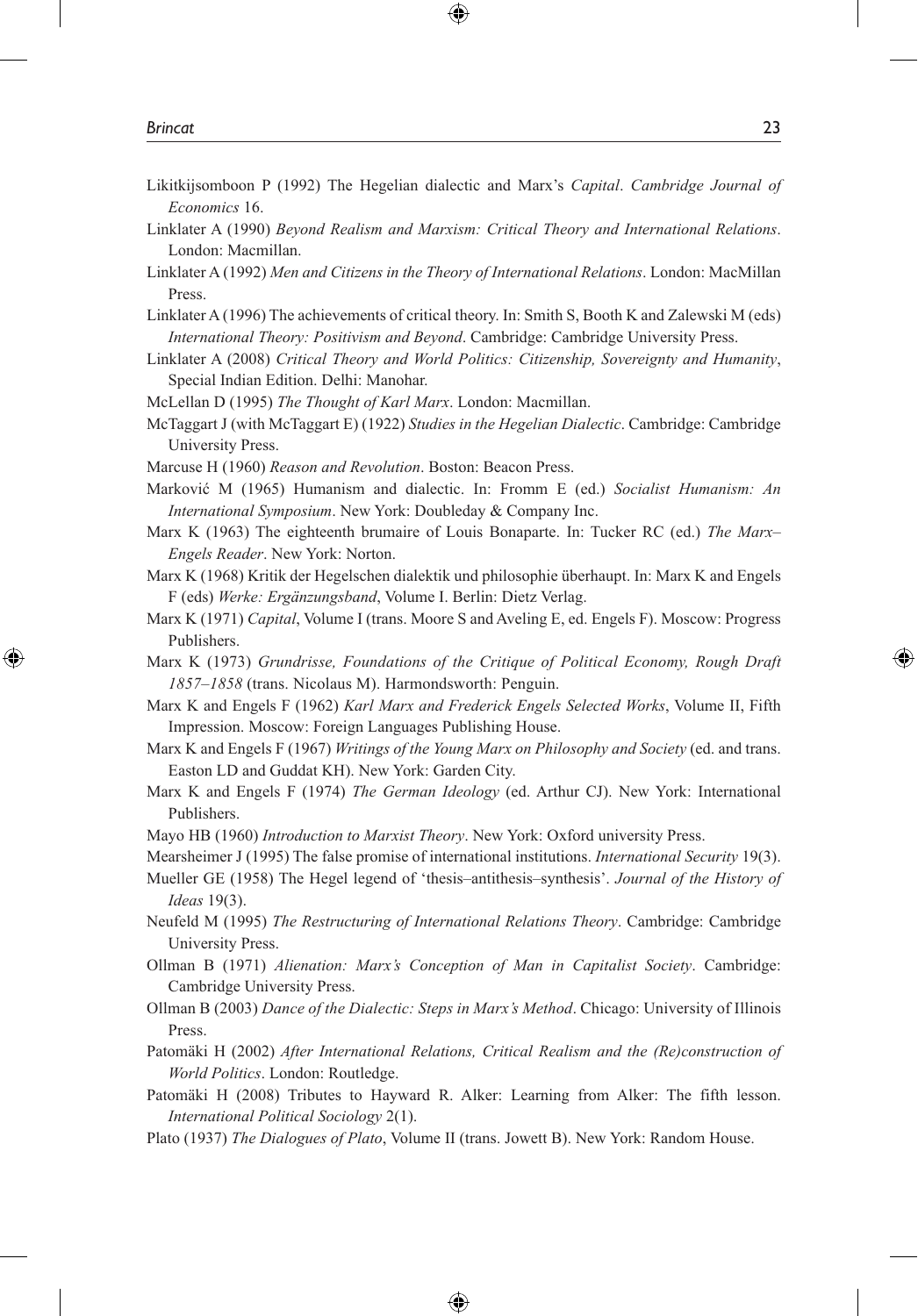Likitkijsomboon P (1992) The Hegelian dialectic and Marx's *Capital*. *Cambridge Journal of Economics* 16.

Linklater A (1990) *Beyond Realism and Marxism: Critical Theory and International Relations*. London: Macmillan.

Linklater A (1992) *Men and Citizens in the Theory of International Relations*. London: MacMillan Press.

Linklater A (1996) The achievements of critical theory. In: Smith S, Booth K and Zalewski M (eds) *International Theory: Positivism and Beyond*. Cambridge: Cambridge University Press.

Linklater A (2008) *Critical Theory and World Politics: Citizenship, Sovereignty and Humanity*, Special Indian Edition. Delhi: Manohar.

McLellan D (1995) *The Thought of Karl Marx*. London: Macmillan.

McTaggart J (with McTaggart E) (1922) *Studies in the Hegelian Dialectic*. Cambridge: Cambridge University Press.

Marcuse H (1960) *Reason and Revolution*. Boston: Beacon Press.

Marković M (1965) Humanism and dialectic. In: Fromm E (ed.) *Socialist Humanism: An International Symposium*. New York: Doubleday & Company Inc.

Marx K (1963) The eighteenth brumaire of Louis Bonaparte. In: Tucker RC (ed.) *The Marx–Engels Reader*. New York: Norton.

Marx K (1968) Kritik der Hegelschen dialektik und philosophie überhaupt. In: Marx K and Engels F (eds) *Werke: Ergänzungsband*, Volume I. Berlin: Dietz Verlag.

Marx K (1971) *Capital*, Volume I (trans. Moore S and Aveling E, ed. Engels F). Moscow: Progress Publishers.

Marx K (1973) *Grundrisse, Foundations of the Critique of Political Economy, Rough Draft 1857–1858* (trans. Nicolaus M). Harmondsworth: Penguin.

Marx K and Engels F (1962) *Karl Marx and Frederick Engels Selected Works*, Volume II, Fifth Impression. Moscow: Foreign Languages Publishing House.

Marx K and Engels F (1967) *Writings of the Young Marx on Philosophy and Society* (ed. and trans. Easton LD and Guddat KH). New York: Garden City.

Marx K and Engels F (1974) *The German Ideology* (ed. Arthur CJ). New York: International Publishers.

Mayo HB (1960) *Introduction to Marxist Theory*. New York: Oxford university Press.

Mearsheimer J (1995) The false promise of international institutions. *International Security* 19(3).

Mueller GE (1958) The Hegel legend of 'thesis–antithesis–synthesis'. *Journal of the History of Ideas* 19(3).

Neufeld M (1995) *The Restructuring of International Relations Theory*. Cambridge: Cambridge University Press.

Ollman B (1971) *Alienation: Marx's Conception of Man in Capitalist Society*. Cambridge: Cambridge University Press.

Ollman B (2003) *Dance of the Dialectic: Steps in Marx's Method*. Chicago: University of Illinois Press.

Patomäki H (2002) *After International Relations, Critical Realism and the (Re)construction of World Politics*. London: Routledge.

Patomäki H (2008) Tributes to Hayward R. Alker: Learning from Alker: The fifth lesson. *International Political Sociology* 2(1).

Plato (1937) *The Dialogues of Plato*, Volume II (trans. Jowett B). New York: Random House.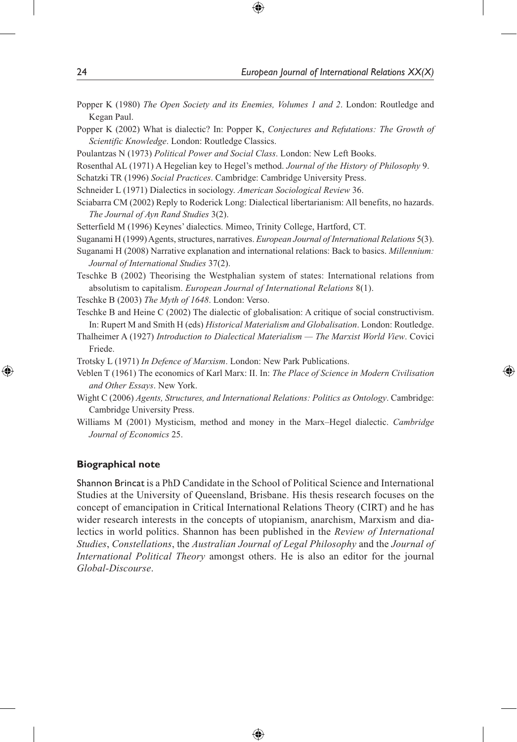Popper K (1980) *The Open Society and its Enemies, Volumes 1 and 2*. London: Routledge and Kegan Paul.

Popper K (2002) What is dialectic? In: Popper K, *Conjectures and Refutations: The Growth of Scientific Knowledge*. London: Routledge Classics.

Poulantzas N (1973) *Political Power and Social Class*. London: New Left Books.

Rosenthal AL (1971) A Hegelian key to Hegel's method. *Journal of the History of Philosophy* 9.

Schatzki TR (1996) *Social Practices*. Cambridge: Cambridge University Press.

Schneider L (1971) Dialectics in sociology. *American Sociological Review* 36.

Sciabarra CM (2002) Reply to Roderick Long: Dialectical libertarianism: All benefits, no hazards. *The Journal of Ayn Rand Studies* 3(2).

Setterfield M (1996) Keynes' dialectics. Mimeo, Trinity College, Hartford, CT.

Suganami H (1999) Agents, structures, narratives. *European Journal of International Relations* 5(3).

Suganami H (2008) Narrative explanation and international relations: Back to basics. *Millennium: Journal of International Studies* 37(2).

Teschke B (2002) Theorising the Westphalian system of states: International relations from absolutism to capitalism. *European Journal of International Relations* 8(1).

Teschke B (2003) *The Myth of 1648*. London: Verso.

Teschke B and Heine C (2002) The dialectic of globalisation: A critique of social constructivism. In: Rupert M and Smith H (eds) *Historical Materialism and Globalisation*. London: Routledge.

Thalheimer A (1927) *Introduction to Dialectical Materialism — The Marxist World View*. Covici Friede.

Trotsky L (1971) *In Defence of Marxism*. London: New Park Publications.

Veblen T (1961) The economics of Karl Marx: II. In: *The Place of Science in Modern Civilisation and Other Essays*. New York.

Wight C (2006) *Agents, Structures, and International Relations: Politics as Ontology*. Cambridge: Cambridge University Press.

Williams M (2001) Mysticism, method and money in the Marx–Hegel dialectic. *Cambridge Journal of Economics* 25.

## Biographical note

Shannon Brincat is a PhD Candidate in the School of Political Science and International Studies at the University of Queensland, Brisbane. His thesis research focuses on the concept of emancipation in Critical International Relations Theory (CIRT) and he has wider research interests in the concepts of utopianism, anarchism, Marxism and dialectics in world politics. Shannon has been published in the *Review of International Studies*, *Constellations*, the *Australian Journal of Legal Philosophy* and the *Journal of International Political Theory* amongst others. He is also an editor for the journal *Global-Discourse*.